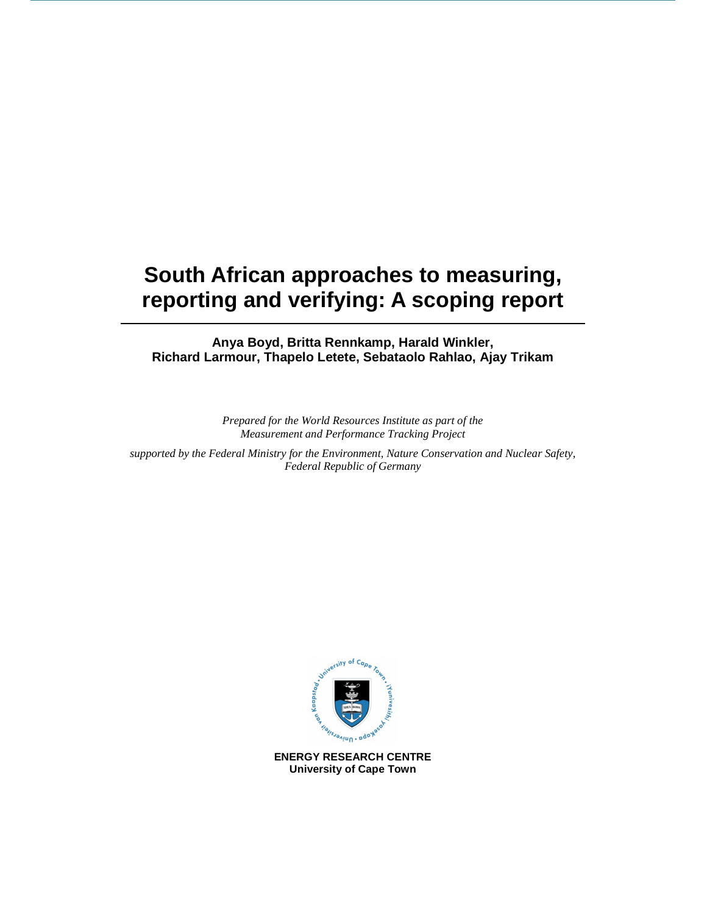# South African approaches to measuring, reporting and verifying: A scoping report

**Anya Boyd, Britta Rennkamp, Harald Winkler,**
**Richard Larmour, Thapelo Letete, Sebataolo Rahlao, Ajay Trikam**

*Prepared for the World Resources Institute as part of the Measurement and Performance Tracking Project*

*supported by the Federal Ministry for the Environment, Nature Conservation and Nuclear Safety, Federal Republic of Germany*

**ENERGY RESEARCH CENTRE**
**University of Cape Town**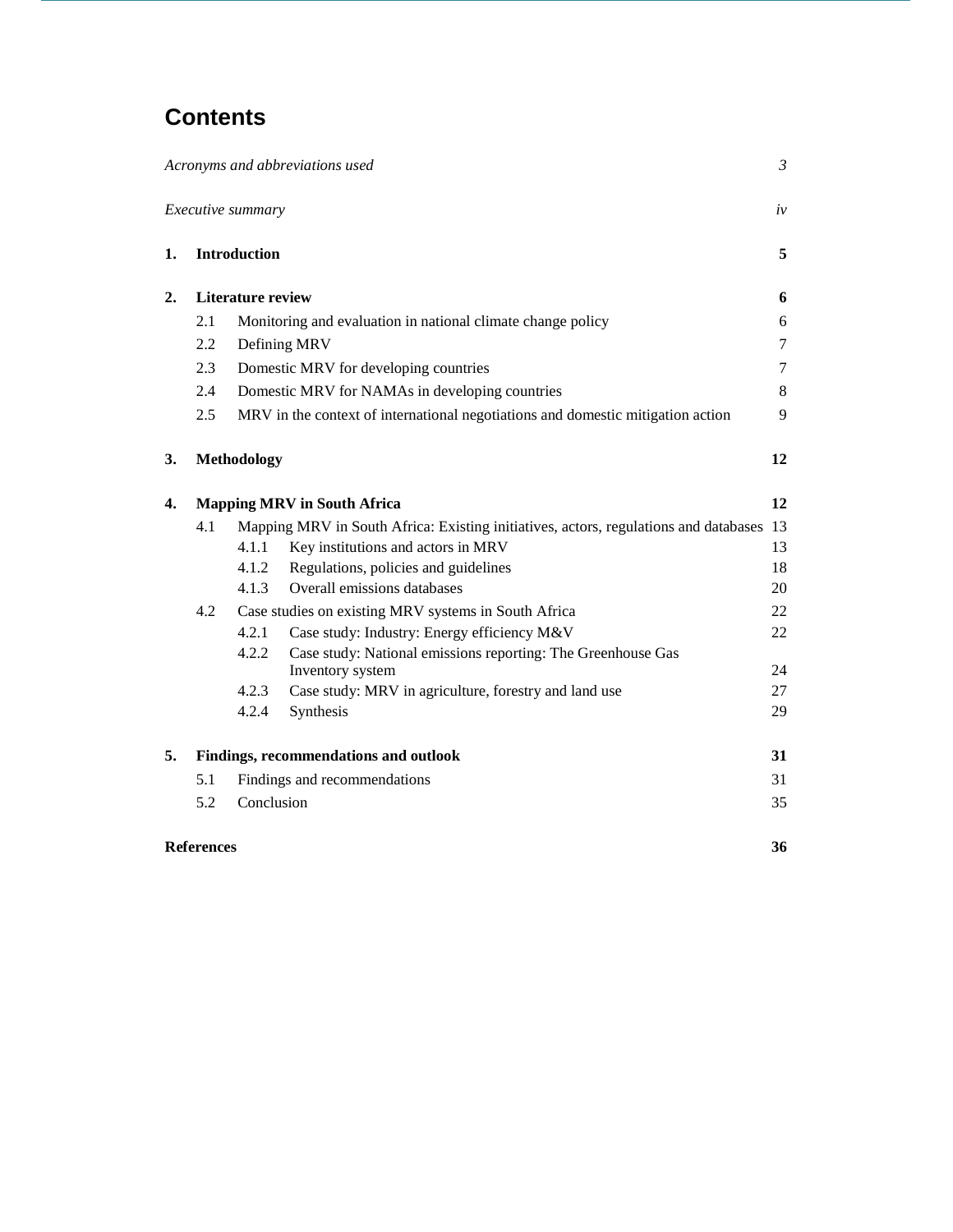# Contents

*Acronyms and abbreviations used* *3*

*Executive summary* *iv*

**1. Introduction** **5**

**2. Literature review** **6**

- 2.1 Monitoring and evaluation in national climate change policy 6
- 2.2 Defining MRV 7
- 2.3 Domestic MRV for developing countries 7
- 2.4 Domestic MRV for NAMAs in developing countries 8
- 2.5 MRV in the context of international negotiations and domestic mitigation action 9

**3. Methodology** **12**

**4. Mapping MRV in South Africa** **12**

- 4.1 Mapping MRV in South Africa: Existing initiatives, actors, regulations and databases 13
  - 4.1.1 Key institutions and actors in MRV 13
  - 4.1.2 Regulations, policies and guidelines 18
  - 4.1.3 Overall emissions databases 20
- 4.2 Case studies on existing MRV systems in South Africa 22
  - 4.2.1 Case study: Industry: Energy efficiency M&V 22
  - 4.2.2 Case study: National emissions reporting: The Greenhouse Gas Inventory system 24
  - 4.2.3 Case study: MRV in agriculture, forestry and land use 27
  - 4.2.4 Synthesis 29

**5. Findings, recommendations and outlook** **31**

- 5.1 Findings and recommendations 31
- 5.2 Conclusion 35

**References** **36**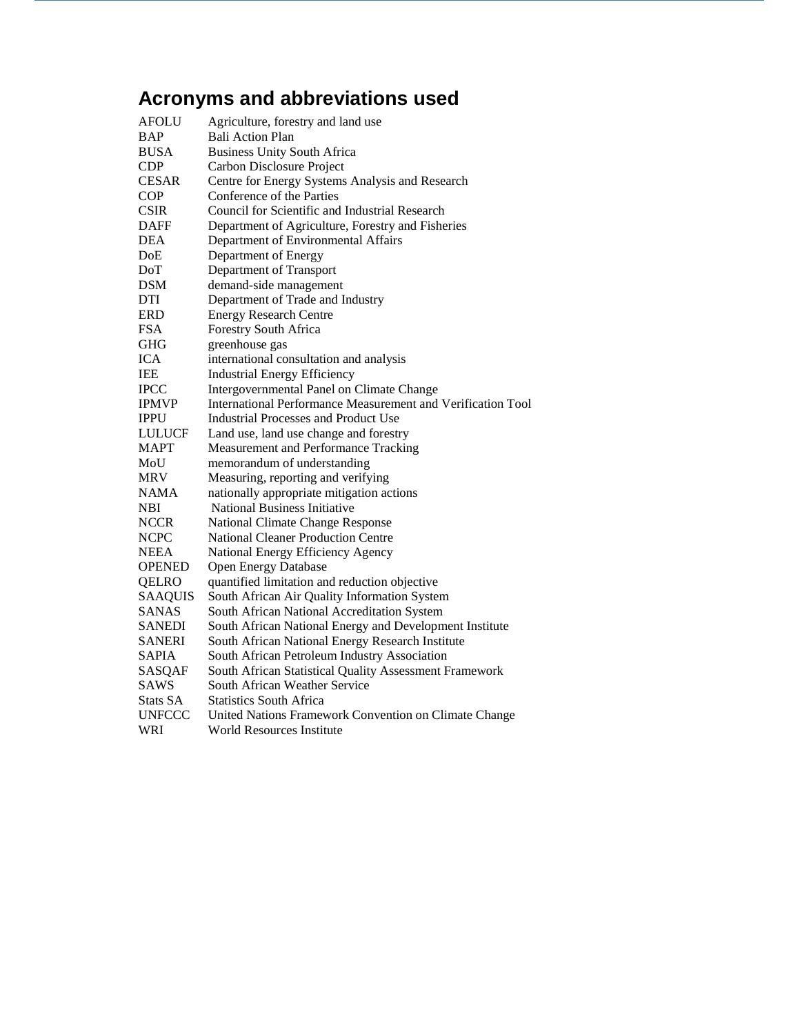## Acronyms and abbreviations used

| | |
|---|---|
| AFOLU | Agriculture, forestry and land use |
| BAP | Bali Action Plan |
| BUSA | Business Unity South Africa |
| CDP | Carbon Disclosure Project |
| CESAR | Centre for Energy Systems Analysis and Research |
| COP | Conference of the Parties |
| CSIR | Council for Scientific and Industrial Research |
| DAFF | Department of Agriculture, Forestry and Fisheries |
| DEA | Department of Environmental Affairs |
| DoE | Department of Energy |
| DoT | Department of Transport |
| DSM | demand-side management |
| DTI | Department of Trade and Industry |
| ERD | Energy Research Centre |
| FSA | Forestry South Africa |
| GHG | greenhouse gas |
| ICA | international consultation and analysis |
| IEE | Industrial Energy Efficiency |
| IPCC | Intergovernmental Panel on Climate Change |
| IPMVP | International Performance Measurement and Verification Tool |
| IPPU | Industrial Processes and Product Use |
| LULUCF | Land use, land use change and forestry |
| MAPT | Measurement and Performance Tracking |
| MoU | memorandum of understanding |
| MRV | Measuring, reporting and verifying |
| NAMA | nationally appropriate mitigation actions |
| NBI | National Business Initiative |
| NCCR | National Climate Change Response |
| NCPC | National Cleaner Production Centre |
| NEEA | National Energy Efficiency Agency |
| OPENED | Open Energy Database |
| QELRO | quantified limitation and reduction objective |
| SAAQUIS | South African Air Quality Information System |
| SANAS | South African National Accreditation System |
| SANEDI | South African National Energy and Development Institute |
| SANERI | South African National Energy Research Institute |
| SAPIA | South African Petroleum Industry Association |
| SASQAF | South African Statistical Quality Assessment Framework |
| SAWS | South African Weather Service |
| Stats SA | Statistics South Africa |
| UNFCCC | United Nations Framework Convention on Climate Change |
| WRI | World Resources Institute |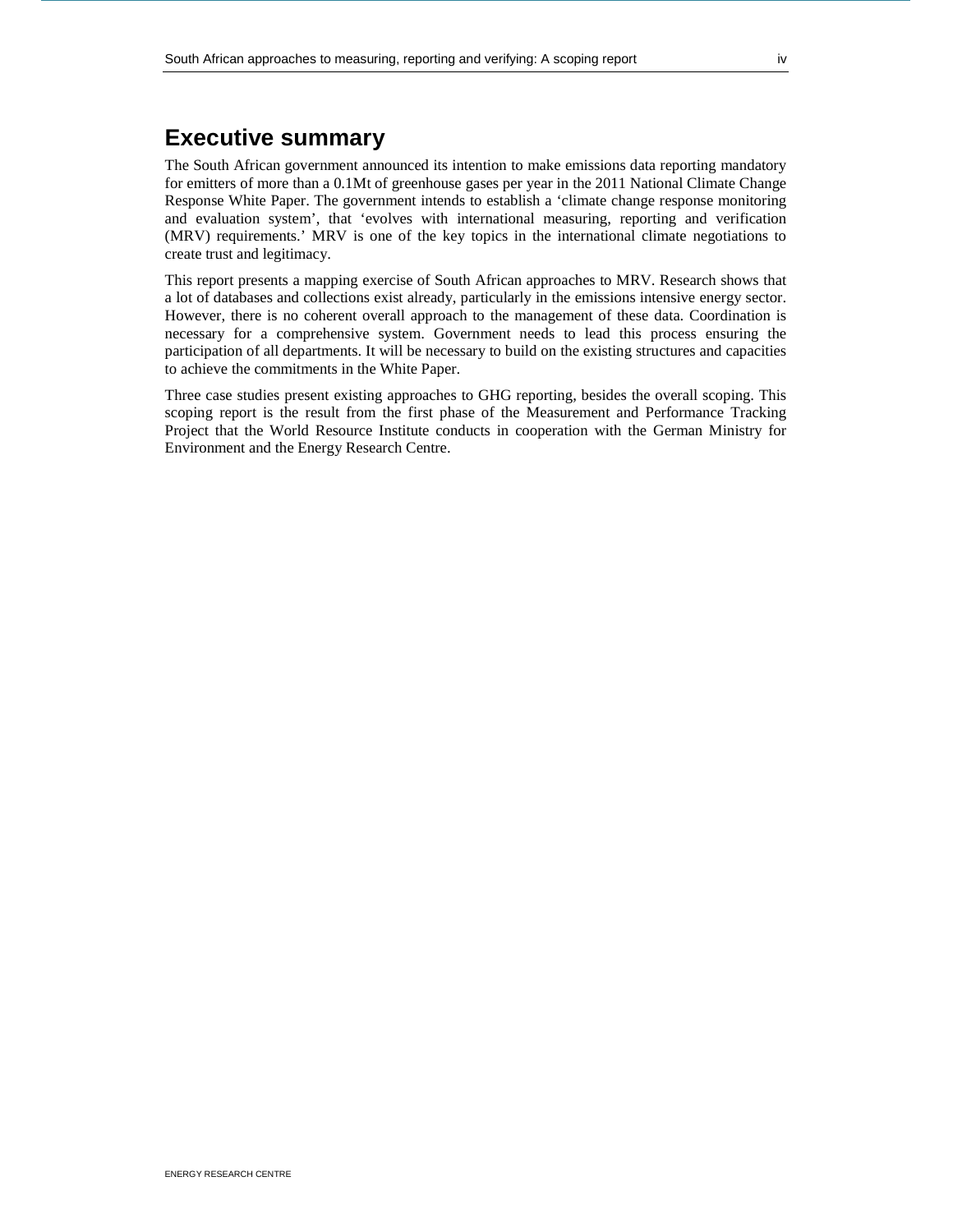# Executive summary

The South African government announced its intention to make emissions data reporting mandatory for emitters of more than a 0.1Mt of greenhouse gases per year in the 2011 National Climate Change Response White Paper. The government intends to establish a 'climate change response monitoring and evaluation system', that 'evolves with international measuring, reporting and verification (MRV) requirements.' MRV is one of the key topics in the international climate negotiations to create trust and legitimacy.

This report presents a mapping exercise of South African approaches to MRV. Research shows that a lot of databases and collections exist already, particularly in the emissions intensive energy sector. However, there is no coherent overall approach to the management of these data. Coordination is necessary for a comprehensive system. Government needs to lead this process ensuring the participation of all departments. It will be necessary to build on the existing structures and capacities to achieve the commitments in the White Paper.

Three case studies present existing approaches to GHG reporting, besides the overall scoping. This scoping report is the result from the first phase of the Measurement and Performance Tracking Project that the World Resource Institute conducts in cooperation with the German Ministry for Environment and the Energy Research Centre.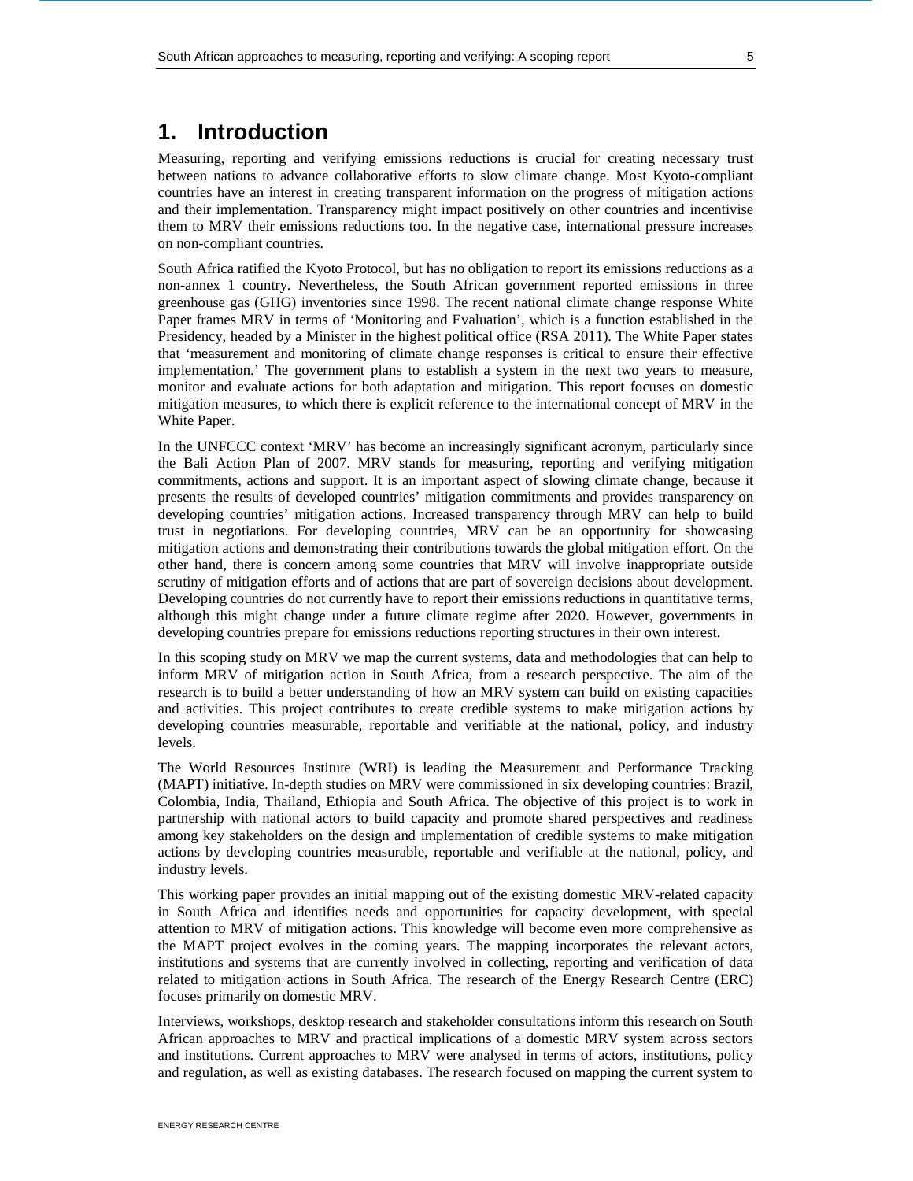# 1. Introduction

Measuring, reporting and verifying emissions reductions is crucial for creating necessary trust between nations to advance collaborative efforts to slow climate change. Most Kyoto-compliant countries have an interest in creating transparent information on the progress of mitigation actions and their implementation. Transparency might impact positively on other countries and incentivise them to MRV their emissions reductions too. In the negative case, international pressure increases on non-compliant countries.

South Africa ratified the Kyoto Protocol, but has no obligation to report its emissions reductions as a non-annex 1 country. Nevertheless, the South African government reported emissions in three greenhouse gas (GHG) inventories since 1998. The recent national climate change response White Paper frames MRV in terms of 'Monitoring and Evaluation', which is a function established in the Presidency, headed by a Minister in the highest political office (RSA 2011). The White Paper states that 'measurement and monitoring of climate change responses is critical to ensure their effective implementation.' The government plans to establish a system in the next two years to measure, monitor and evaluate actions for both adaptation and mitigation. This report focuses on domestic mitigation measures, to which there is explicit reference to the international concept of MRV in the White Paper.

In the UNFCCC context 'MRV' has become an increasingly significant acronym, particularly since the Bali Action Plan of 2007. MRV stands for measuring, reporting and verifying mitigation commitments, actions and support. It is an important aspect of slowing climate change, because it presents the results of developed countries' mitigation commitments and provides transparency on developing countries' mitigation actions. Increased transparency through MRV can help to build trust in negotiations. For developing countries, MRV can be an opportunity for showcasing mitigation actions and demonstrating their contributions towards the global mitigation effort. On the other hand, there is concern among some countries that MRV will involve inappropriate outside scrutiny of mitigation efforts and of actions that are part of sovereign decisions about development. Developing countries do not currently have to report their emissions reductions in quantitative terms, although this might change under a future climate regime after 2020. However, governments in developing countries prepare for emissions reductions reporting structures in their own interest.

In this scoping study on MRV we map the current systems, data and methodologies that can help to inform MRV of mitigation action in South Africa, from a research perspective. The aim of the research is to build a better understanding of how an MRV system can build on existing capacities and activities. This project contributes to create credible systems to make mitigation actions by developing countries measurable, reportable and verifiable at the national, policy, and industry levels.

The World Resources Institute (WRI) is leading the Measurement and Performance Tracking (MAPT) initiative. In-depth studies on MRV were commissioned in six developing countries: Brazil, Colombia, India, Thailand, Ethiopia and South Africa. The objective of this project is to work in partnership with national actors to build capacity and promote shared perspectives and readiness among key stakeholders on the design and implementation of credible systems to make mitigation actions by developing countries measurable, reportable and verifiable at the national, policy, and industry levels.

This working paper provides an initial mapping out of the existing domestic MRV-related capacity in South Africa and identifies needs and opportunities for capacity development, with special attention to MRV of mitigation actions. This knowledge will become even more comprehensive as the MAPT project evolves in the coming years. The mapping incorporates the relevant actors, institutions and systems that are currently involved in collecting, reporting and verification of data related to mitigation actions in South Africa. The research of the Energy Research Centre (ERC) focuses primarily on domestic MRV.

Interviews, workshops, desktop research and stakeholder consultations inform this research on South African approaches to MRV and practical implications of a domestic MRV system across sectors and institutions. Current approaches to MRV were analysed in terms of actors, institutions, policy and regulation, as well as existing databases. The research focused on mapping the current system to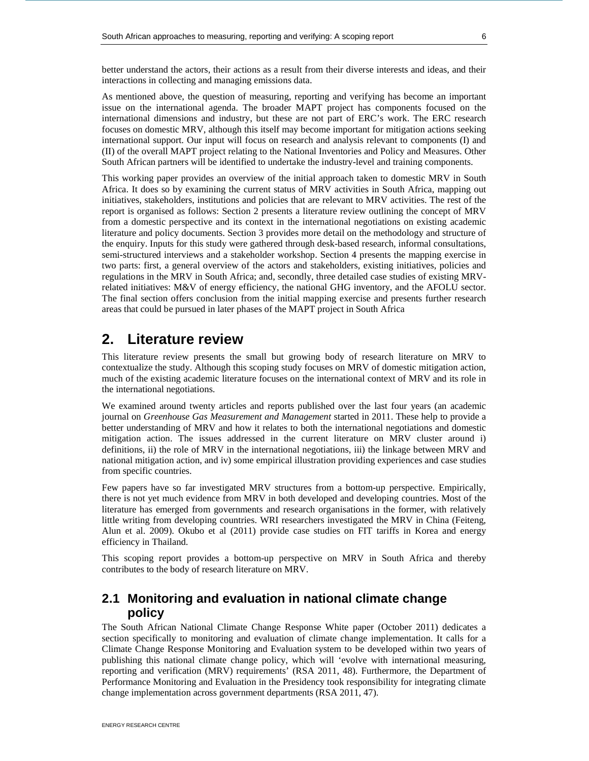better understand the actors, their actions as a result from their diverse interests and ideas, and their interactions in collecting and managing emissions data.

As mentioned above, the question of measuring, reporting and verifying has become an important issue on the international agenda. The broader MAPT project has components focused on the international dimensions and industry, but these are not part of ERC's work. The ERC research focuses on domestic MRV, although this itself may become important for mitigation actions seeking international support. Our input will focus on research and analysis relevant to components (I) and (II) of the overall MAPT project relating to the National Inventories and Policy and Measures. Other South African partners will be identified to undertake the industry-level and training components.

This working paper provides an overview of the initial approach taken to domestic MRV in South Africa. It does so by examining the current status of MRV activities in South Africa, mapping out initiatives, stakeholders, institutions and policies that are relevant to MRV activities. The rest of the report is organised as follows: Section 2 presents a literature review outlining the concept of MRV from a domestic perspective and its context in the international negotiations on existing academic literature and policy documents. Section 3 provides more detail on the methodology and structure of the enquiry. Inputs for this study were gathered through desk-based research, informal consultations, semi-structured interviews and a stakeholder workshop. Section 4 presents the mapping exercise in two parts: first, a general overview of the actors and stakeholders, existing initiatives, policies and regulations in the MRV in South Africa; and, secondly, three detailed case studies of existing MRV-related initiatives: M&V of energy efficiency, the national GHG inventory, and the AFOLU sector. The final section offers conclusion from the initial mapping exercise and presents further research areas that could be pursued in later phases of the MAPT project in South Africa

# 2. Literature review

This literature review presents the small but growing body of research literature on MRV to contextualize the study. Although this scoping study focuses on MRV of domestic mitigation action, much of the existing academic literature focuses on the international context of MRV and its role in the international negotiations.

We examined around twenty articles and reports published over the last four years (an academic journal on *Greenhouse Gas Measurement and Management* started in 2011. These help to provide a better understanding of MRV and how it relates to both the international negotiations and domestic mitigation action. The issues addressed in the current literature on MRV cluster around i) definitions, ii) the role of MRV in the international negotiations, iii) the linkage between MRV and national mitigation action, and iv) some empirical illustration providing experiences and case studies from specific countries.

Few papers have so far investigated MRV structures from a bottom-up perspective. Empirically, there is not yet much evidence from MRV in both developed and developing countries. Most of the literature has emerged from governments and research organisations in the former, with relatively little writing from developing countries. WRI researchers investigated the MRV in China (Feiteng, Alun et al. 2009). Okubo et al (2011) provide case studies on FIT tariffs in Korea and energy efficiency in Thailand.

This scoping report provides a bottom-up perspective on MRV in South Africa and thereby contributes to the body of research literature on MRV.

## 2.1 Monitoring and evaluation in national climate change policy

The South African National Climate Change Response White paper (October 2011) dedicates a section specifically to monitoring and evaluation of climate change implementation. It calls for a Climate Change Response Monitoring and Evaluation system to be developed within two years of publishing this national climate change policy, which will 'evolve with international measuring, reporting and verification (MRV) requirements' (RSA 2011, 48). Furthermore, the Department of Performance Monitoring and Evaluation in the Presidency took responsibility for integrating climate change implementation across government departments (RSA 2011, 47).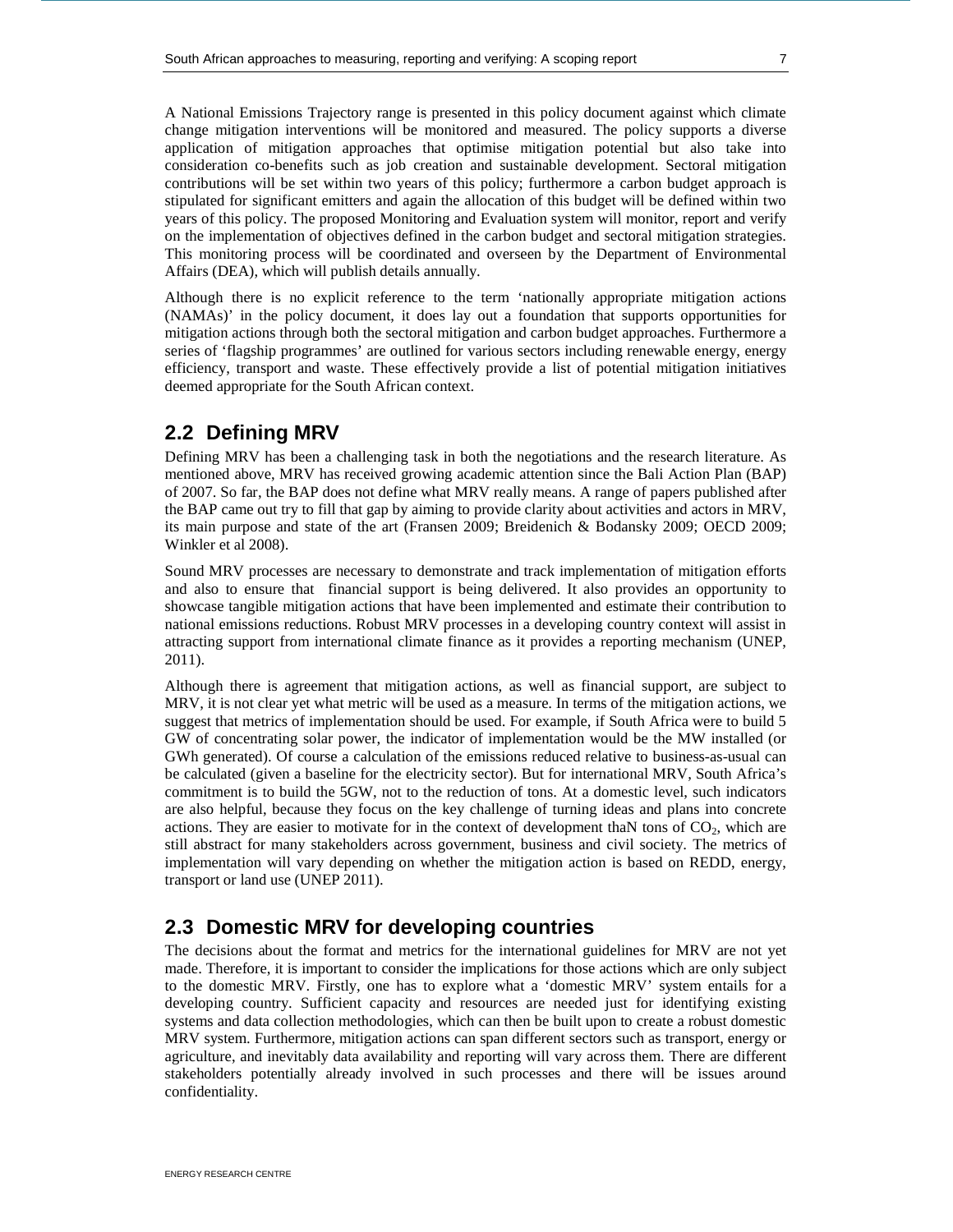A National Emissions Trajectory range is presented in this policy document against which climate change mitigation interventions will be monitored and measured. The policy supports a diverse application of mitigation approaches that optimise mitigation potential but also take into consideration co-benefits such as job creation and sustainable development. Sectoral mitigation contributions will be set within two years of this policy; furthermore a carbon budget approach is stipulated for significant emitters and again the allocation of this budget will be defined within two years of this policy. The proposed Monitoring and Evaluation system will monitor, report and verify on the implementation of objectives defined in the carbon budget and sectoral mitigation strategies. This monitoring process will be coordinated and overseen by the Department of Environmental Affairs (DEA), which will publish details annually.

Although there is no explicit reference to the term 'nationally appropriate mitigation actions (NAMAs)' in the policy document, it does lay out a foundation that supports opportunities for mitigation actions through both the sectoral mitigation and carbon budget approaches. Furthermore a series of 'flagship programmes' are outlined for various sectors including renewable energy, energy efficiency, transport and waste. These effectively provide a list of potential mitigation initiatives deemed appropriate for the South African context.

## 2.2 Defining MRV

Defining MRV has been a challenging task in both the negotiations and the research literature. As mentioned above, MRV has received growing academic attention since the Bali Action Plan (BAP) of 2007. So far, the BAP does not define what MRV really means. A range of papers published after the BAP came out try to fill that gap by aiming to provide clarity about activities and actors in MRV, its main purpose and state of the art (Fransen 2009; Breidenich & Bodansky 2009; OECD 2009; Winkler et al 2008).

Sound MRV processes are necessary to demonstrate and track implementation of mitigation efforts and also to ensure that financial support is being delivered. It also provides an opportunity to showcase tangible mitigation actions that have been implemented and estimate their contribution to national emissions reductions. Robust MRV processes in a developing country context will assist in attracting support from international climate finance as it provides a reporting mechanism (UNEP, 2011).

Although there is agreement that mitigation actions, as well as financial support, are subject to MRV, it is not clear yet what metric will be used as a measure. In terms of the mitigation actions, we suggest that metrics of implementation should be used. For example, if South Africa were to build 5 GW of concentrating solar power, the indicator of implementation would be the MW installed (or GWh generated). Of course a calculation of the emissions reduced relative to business-as-usual can be calculated (given a baseline for the electricity sector). But for international MRV, South Africa's commitment is to build the 5GW, not to the reduction of tons. At a domestic level, such indicators are also helpful, because they focus on the key challenge of turning ideas and plans into concrete actions. They are easier to motivate for in the context of development thaN tons of $CO_2$, which are still abstract for many stakeholders across government, business and civil society. The metrics of implementation will vary depending on whether the mitigation action is based on REDD, energy, transport or land use (UNEP 2011).

## 2.3 Domestic MRV for developing countries

The decisions about the format and metrics for the international guidelines for MRV are not yet made. Therefore, it is important to consider the implications for those actions which are only subject to the domestic MRV. Firstly, one has to explore what a 'domestic MRV' system entails for a developing country. Sufficient capacity and resources are needed just for identifying existing systems and data collection methodologies, which can then be built upon to create a robust domestic MRV system. Furthermore, mitigation actions can span different sectors such as transport, energy or agriculture, and inevitably data availability and reporting will vary across them. There are different stakeholders potentially already involved in such processes and there will be issues around confidentiality.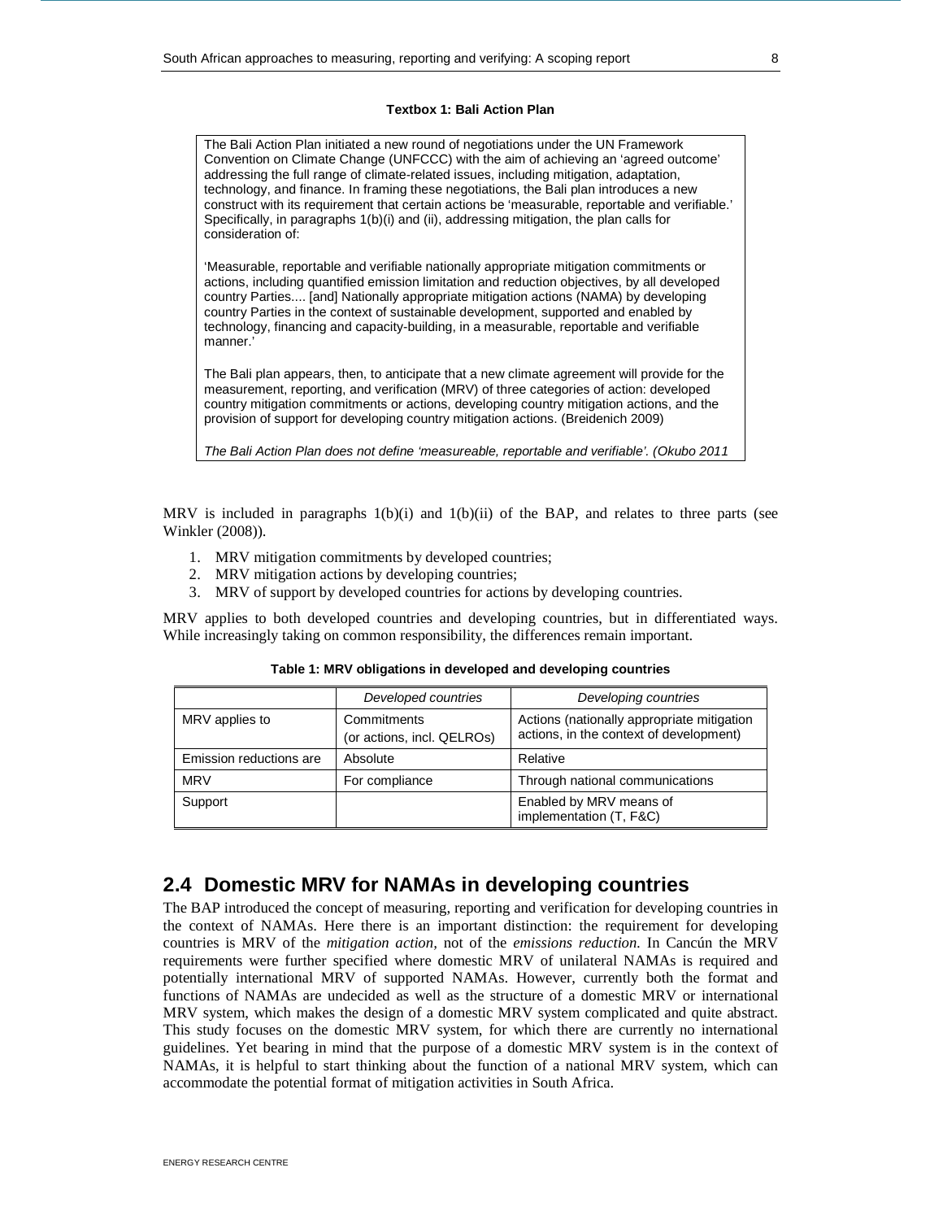**Textbox 1: Bali Action Plan**

> The Bali Action Plan initiated a new round of negotiations under the UN Framework Convention on Climate Change (UNFCCC) with the aim of achieving an 'agreed outcome' addressing the full range of climate-related issues, including mitigation, adaptation, technology, and finance. In framing these negotiations, the Bali plan introduces a new construct with its requirement that certain actions be 'measurable, reportable and verifiable.' Specifically, in paragraphs 1(b)(i) and (ii), addressing mitigation, the plan calls for consideration of:
>
> 'Measurable, reportable and verifiable nationally appropriate mitigation commitments or actions, including quantified emission limitation and reduction objectives, by all developed country Parties.... [and] Nationally appropriate mitigation actions (NAMA) by developing country Parties in the context of sustainable development, supported and enabled by technology, financing and capacity-building, in a measurable, reportable and verifiable manner.'
>
> The Bali plan appears, then, to anticipate that a new climate agreement will provide for the measurement, reporting, and verification (MRV) of three categories of action: developed country mitigation commitments or actions, developing country mitigation actions, and the provision of support for developing country mitigation actions. (Breidenich 2009)
>
> *The Bali Action Plan does not define 'measureable, reportable and verifiable'. (Okubo 2011*

MRV is included in paragraphs 1(b)(i) and 1(b)(ii) of the BAP, and relates to three parts (see Winkler (2008)).

1. MRV mitigation commitments by developed countries;
2. MRV mitigation actions by developing countries;
3. MRV of support by developed countries for actions by developing countries.

MRV applies to both developed countries and developing countries, but in differentiated ways. While increasingly taking on common responsibility, the differences remain important.

**Table 1: MRV obligations in developed and developing countries**

| | *Developed countries* | *Developing countries* |
|---|---|---|
| MRV applies to | Commitments (or actions, incl. QELROs) | Actions (nationally appropriate mitigation actions, in the context of development) |
| Emission reductions are | Absolute | Relative |
| MRV | For compliance | Through national communications |
| Support | | Enabled by MRV means of implementation (T, F&C) |

## 2.4 Domestic MRV for NAMAs in developing countries

The BAP introduced the concept of measuring, reporting and verification for developing countries in the context of NAMAs. Here there is an important distinction: the requirement for developing countries is MRV of the *mitigation action*, not of the *emissions reduction*. In Cancún the MRV requirements were further specified where domestic MRV of unilateral NAMAs is required and potentially international MRV of supported NAMAs. However, currently both the format and functions of NAMAs are undecided as well as the structure of a domestic MRV or international MRV system, which makes the design of a domestic MRV system complicated and quite abstract. This study focuses on the domestic MRV system, for which there are currently no international guidelines. Yet bearing in mind that the purpose of a domestic MRV system is in the context of NAMAs, it is helpful to start thinking about the function of a national MRV system, which can accommodate the potential format of mitigation activities in South Africa.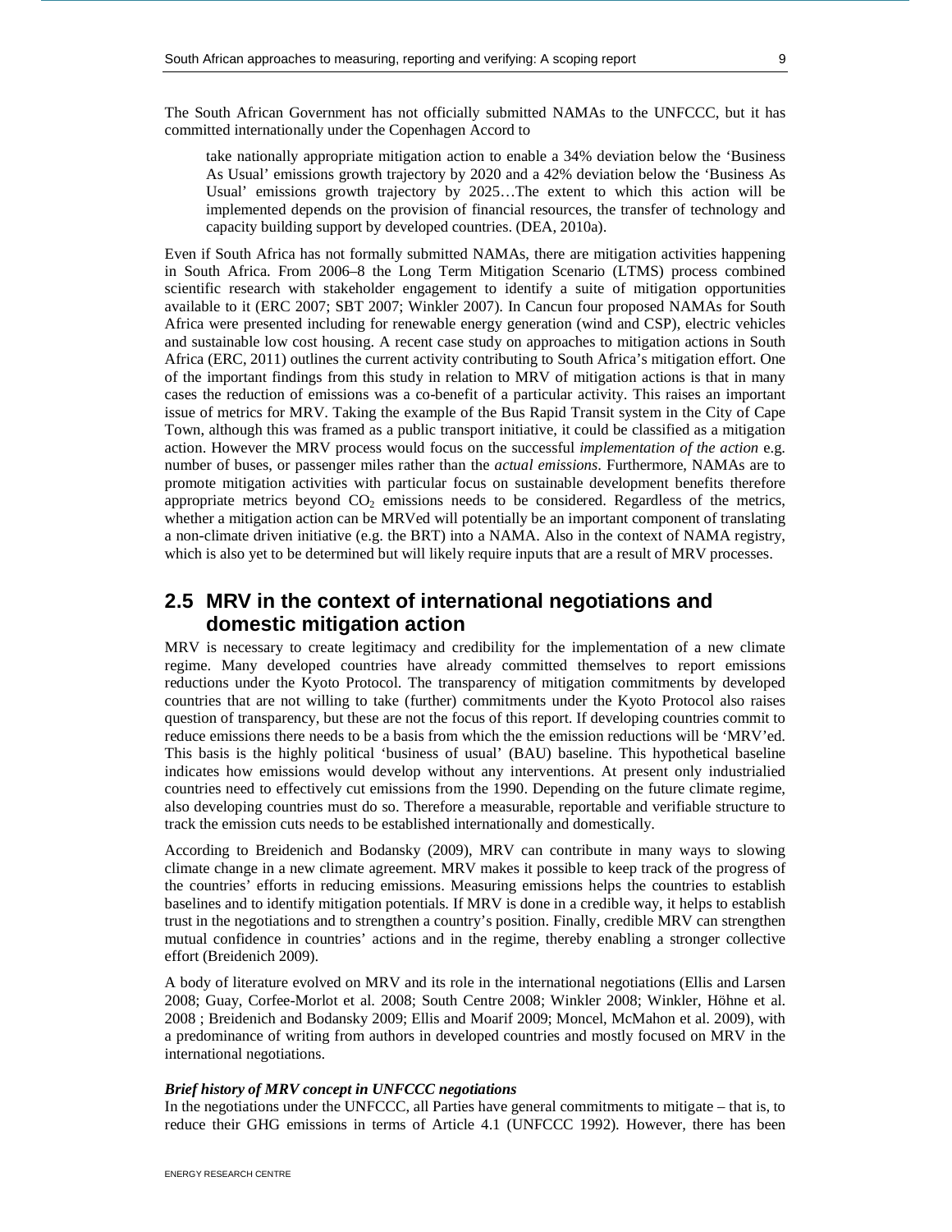The South African Government has not officially submitted NAMAs to the UNFCCC, but it has committed internationally under the Copenhagen Accord to

> take nationally appropriate mitigation action to enable a 34% deviation below the 'Business As Usual' emissions growth trajectory by 2020 and a 42% deviation below the 'Business As Usual' emissions growth trajectory by 2025…The extent to which this action will be implemented depends on the provision of financial resources, the transfer of technology and capacity building support by developed countries. (DEA, 2010a).

Even if South Africa has not formally submitted NAMAs, there are mitigation activities happening in South Africa. From 2006–8 the Long Term Mitigation Scenario (LTMS) process combined scientific research with stakeholder engagement to identify a suite of mitigation opportunities available to it (ERC 2007; SBT 2007; Winkler 2007). In Cancun four proposed NAMAs for South Africa were presented including for renewable energy generation (wind and CSP), electric vehicles and sustainable low cost housing. A recent case study on approaches to mitigation actions in South Africa (ERC, 2011) outlines the current activity contributing to South Africa's mitigation effort. One of the important findings from this study in relation to MRV of mitigation actions is that in many cases the reduction of emissions was a co-benefit of a particular activity. This raises an important issue of metrics for MRV. Taking the example of the Bus Rapid Transit system in the City of Cape Town, although this was framed as a public transport initiative, it could be classified as a mitigation action. However the MRV process would focus on the successful *implementation of the action* e.g. number of buses, or passenger miles rather than the *actual emissions*. Furthermore, NAMAs are to promote mitigation activities with particular focus on sustainable development benefits therefore appropriate metrics beyond $CO_2$ emissions needs to be considered. Regardless of the metrics, whether a mitigation action can be MRVed will potentially be an important component of translating a non-climate driven initiative (e.g. the BRT) into a NAMA. Also in the context of NAMA registry, which is also yet to be determined but will likely require inputs that are a result of MRV processes.

## 2.5 MRV in the context of international negotiations and domestic mitigation action

MRV is necessary to create legitimacy and credibility for the implementation of a new climate regime. Many developed countries have already committed themselves to report emissions reductions under the Kyoto Protocol. The transparency of mitigation commitments by developed countries that are not willing to take (further) commitments under the Kyoto Protocol also raises question of transparency, but these are not the focus of this report. If developing countries commit to reduce emissions there needs to be a basis from which the emission reductions will be 'MRV'ed. This basis is the highly political 'business of usual' (BAU) baseline. This hypothetical baseline indicates how emissions would develop without any interventions. At present only industrialied countries need to effectively cut emissions from the 1990. Depending on the future climate regime, also developing countries must do so. Therefore a measurable, reportable and verifiable structure to track the emission cuts needs to be established internationally and domestically.

According to Breidenich and Bodansky (2009), MRV can contribute in many ways to slowing climate change in a new climate agreement. MRV makes it possible to keep track of the progress of the countries' efforts in reducing emissions. Measuring emissions helps the countries to establish baselines and to identify mitigation potentials. If MRV is done in a credible way, it helps to establish trust in the negotiations and to strengthen a country's position. Finally, credible MRV can strengthen mutual confidence in countries' actions and in the regime, thereby enabling a stronger collective effort (Breidenich 2009).

A body of literature evolved on MRV and its role in the international negotiations (Ellis and Larsen 2008; Guay, Corfee-Morlot et al. 2008; South Centre 2008; Winkler 2008; Winkler, Höhne et al. 2008 ; Breidenich and Bodansky 2009; Ellis and Moarif 2009; Moncel, McMahon et al. 2009), with a predominance of writing from authors in developed countries and mostly focused on MRV in the international negotiations.

***Brief history of MRV concept in UNFCCC negotiations***

In the negotiations under the UNFCCC, all Parties have general commitments to mitigate – that is, to reduce their GHG emissions in terms of Article 4.1 (UNFCCC 1992). However, there has been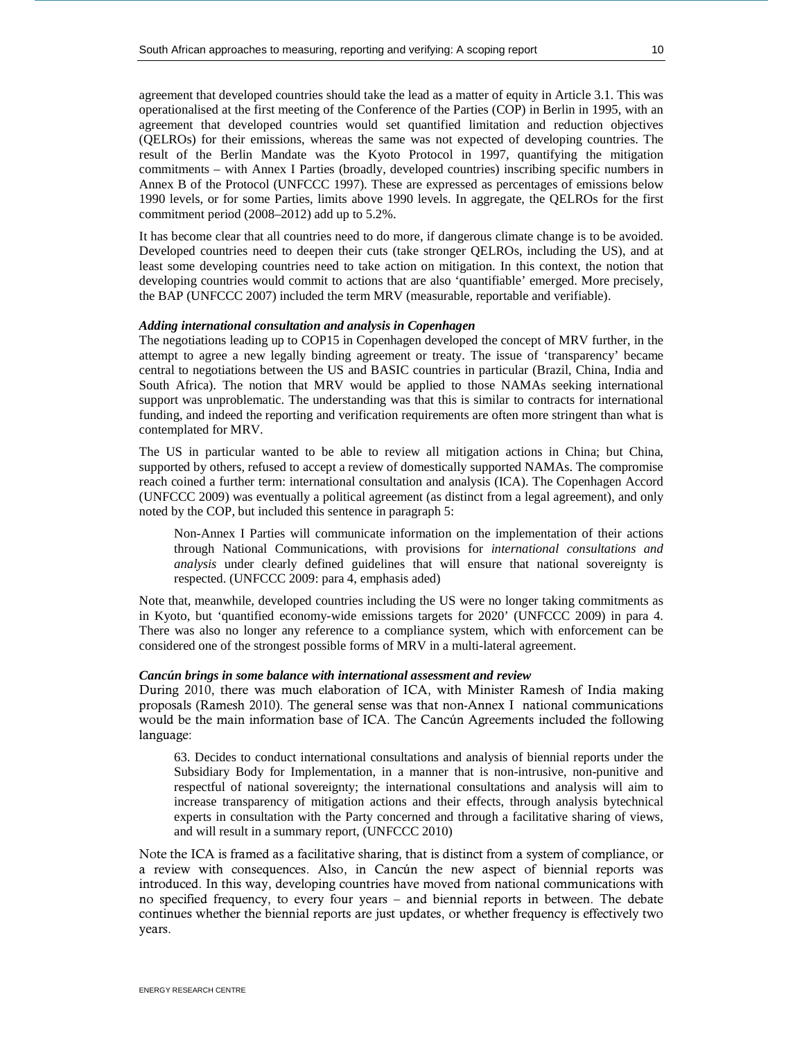agreement that developed countries should take the lead as a matter of equity in Article 3.1. This was operationalised at the first meeting of the Conference of the Parties (COP) in Berlin in 1995, with an agreement that developed countries would set quantified limitation and reduction objectives (QELROs) for their emissions, whereas the same was not expected of developing countries. The result of the Berlin Mandate was the Kyoto Protocol in 1997, quantifying the mitigation commitments – with Annex I Parties (broadly, developed countries) inscribing specific numbers in Annex B of the Protocol (UNFCCC 1997). These are expressed as percentages of emissions below 1990 levels, or for some Parties, limits above 1990 levels. In aggregate, the QELROs for the first commitment period (2008–2012) add up to 5.2%.

It has become clear that all countries need to do more, if dangerous climate change is to be avoided. Developed countries need to deepen their cuts (take stronger QELROs, including the US), and at least some developing countries need to take action on mitigation. In this context, the notion that developing countries would commit to actions that are also 'quantifiable' emerged. More precisely, the BAP (UNFCCC 2007) included the term MRV (measurable, reportable and verifiable).

***Adding international consultation and analysis in Copenhagen***

The negotiations leading up to COP15 in Copenhagen developed the concept of MRV further, in the attempt to agree a new legally binding agreement or treaty. The issue of 'transparency' became central to negotiations between the US and BASIC countries in particular (Brazil, China, India and South Africa). The notion that MRV would be applied to those NAMAs seeking international support was unproblematic. The understanding was that this is similar to contracts for international funding, and indeed the reporting and verification requirements are often more stringent than what is contemplated for MRV.

The US in particular wanted to be able to review all mitigation actions in China; but China, supported by others, refused to accept a review of domestically supported NAMAs. The compromise reach coined a further term: international consultation and analysis (ICA). The Copenhagen Accord (UNFCCC 2009) was eventually a political agreement (as distinct from a legal agreement), and only noted by the COP, but included this sentence in paragraph 5:

> Non-Annex I Parties will communicate information on the implementation of their actions through National Communications, with provisions for *international consultations and analysis* under clearly defined guidelines that will ensure that national sovereignty is respected. (UNFCCC 2009: para 4, emphasis aded)

Note that, meanwhile, developed countries including the US were no longer taking commitments as in Kyoto, but 'quantified economy-wide emissions targets for 2020' (UNFCCC 2009) in para 4. There was also no longer any reference to a compliance system, which with enforcement can be considered one of the strongest possible forms of MRV in a multi-lateral agreement.

***Cancún brings in some balance with international assessment and review***

During 2010, there was much elaboration of ICA, with Minister Ramesh of India making proposals (Ramesh 2010). The general sense was that non-Annex I national communications would be the main information base of ICA. The Cancún Agreements included the following language:

> 63. Decides to conduct international consultations and analysis of biennial reports under the Subsidiary Body for Implementation, in a manner that is non-intrusive, non-punitive and respectful of national sovereignty; the international consultations and analysis will aim to increase transparency of mitigation actions and their effects, through analysis bytechnical experts in consultation with the Party concerned and through a facilitative sharing of views, and will result in a summary report, (UNFCCC 2010)

Note the ICA is framed as a facilitative sharing, that is distinct from a system of compliance, or a review with consequences. Also, in Cancún the new aspect of biennial reports was introduced. In this way, developing countries have moved from national communications with no specified frequency, to every four years – and biennial reports in between. The debate continues whether the biennial reports are just updates, or whether frequency is effectively two years.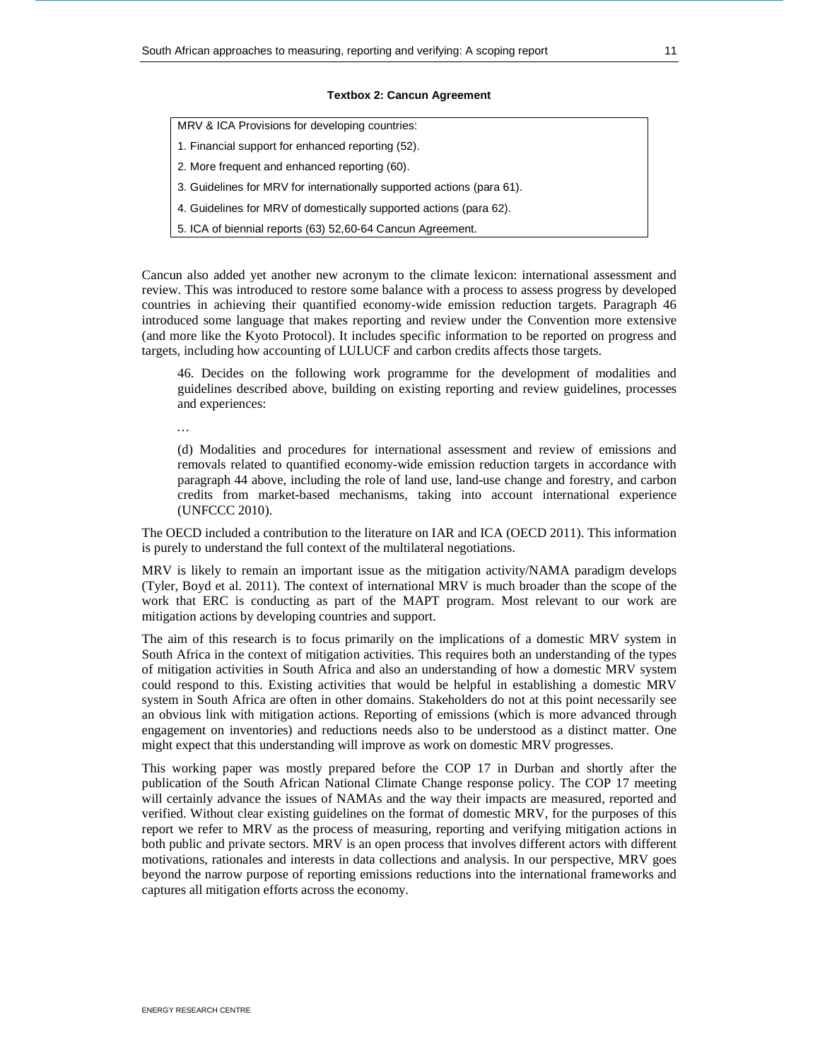**Textbox 2: Cancun Agreement**

| MRV & ICA Provisions for developing countries: |
|---|
| 1. Financial support for enhanced reporting (52). |
| 2. More frequent and enhanced reporting (60). |
| 3. Guidelines for MRV for internationally supported actions (para 61). |
| 4. Guidelines for MRV of domestically supported actions (para 62). |
| 5. ICA of biennial reports (63) 52,60-64 Cancun Agreement. |

Cancun also added yet another new acronym to the climate lexicon: international assessment and review. This was introduced to restore some balance with a process to assess progress by developed countries in achieving their quantified economy-wide emission reduction targets. Paragraph 46 introduced some language that makes reporting and review under the Convention more extensive (and more like the Kyoto Protocol). It includes specific information to be reported on progress and targets, including how accounting of LULUCF and carbon credits affects those targets.

> 46. Decides on the following work programme for the development of modalities and guidelines described above, building on existing reporting and review guidelines, processes and experiences:
>
> …
>
> (d) Modalities and procedures for international assessment and review of emissions and removals related to quantified economy-wide emission reduction targets in accordance with paragraph 44 above, including the role of land use, land-use change and forestry, and carbon credits from market-based mechanisms, taking into account international experience (UNFCCC 2010).

The OECD included a contribution to the literature on IAR and ICA (OECD 2011). This information is purely to understand the full context of the multilateral negotiations.

MRV is likely to remain an important issue as the mitigation activity/NAMA paradigm develops (Tyler, Boyd et al. 2011). The context of international MRV is much broader than the scope of the work that ERC is conducting as part of the MAPT program. Most relevant to our work are mitigation actions by developing countries and support.

The aim of this research is to focus primarily on the implications of a domestic MRV system in South Africa in the context of mitigation activities. This requires both an understanding of the types of mitigation activities in South Africa and also an understanding of how a domestic MRV system could respond to this. Existing activities that would be helpful in establishing a domestic MRV system in South Africa are often in other domains. Stakeholders do not at this point necessarily see an obvious link with mitigation actions. Reporting of emissions (which is more advanced through engagement on inventories) and reductions needs also to be understood as a distinct matter. One might expect that this understanding will improve as work on domestic MRV progresses.

This working paper was mostly prepared before the COP 17 in Durban and shortly after the publication of the South African National Climate Change response policy. The COP 17 meeting will certainly advance the issues of NAMAs and the way their impacts are measured, reported and verified. Without clear existing guidelines on the format of domestic MRV, for the purposes of this report we refer to MRV as the process of measuring, reporting and verifying mitigation actions in both public and private sectors. MRV is an open process that involves different actors with different motivations, rationales and interests in data collections and analysis. In our perspective, MRV goes beyond the narrow purpose of reporting emissions reductions into the international frameworks and captures all mitigation efforts across the economy.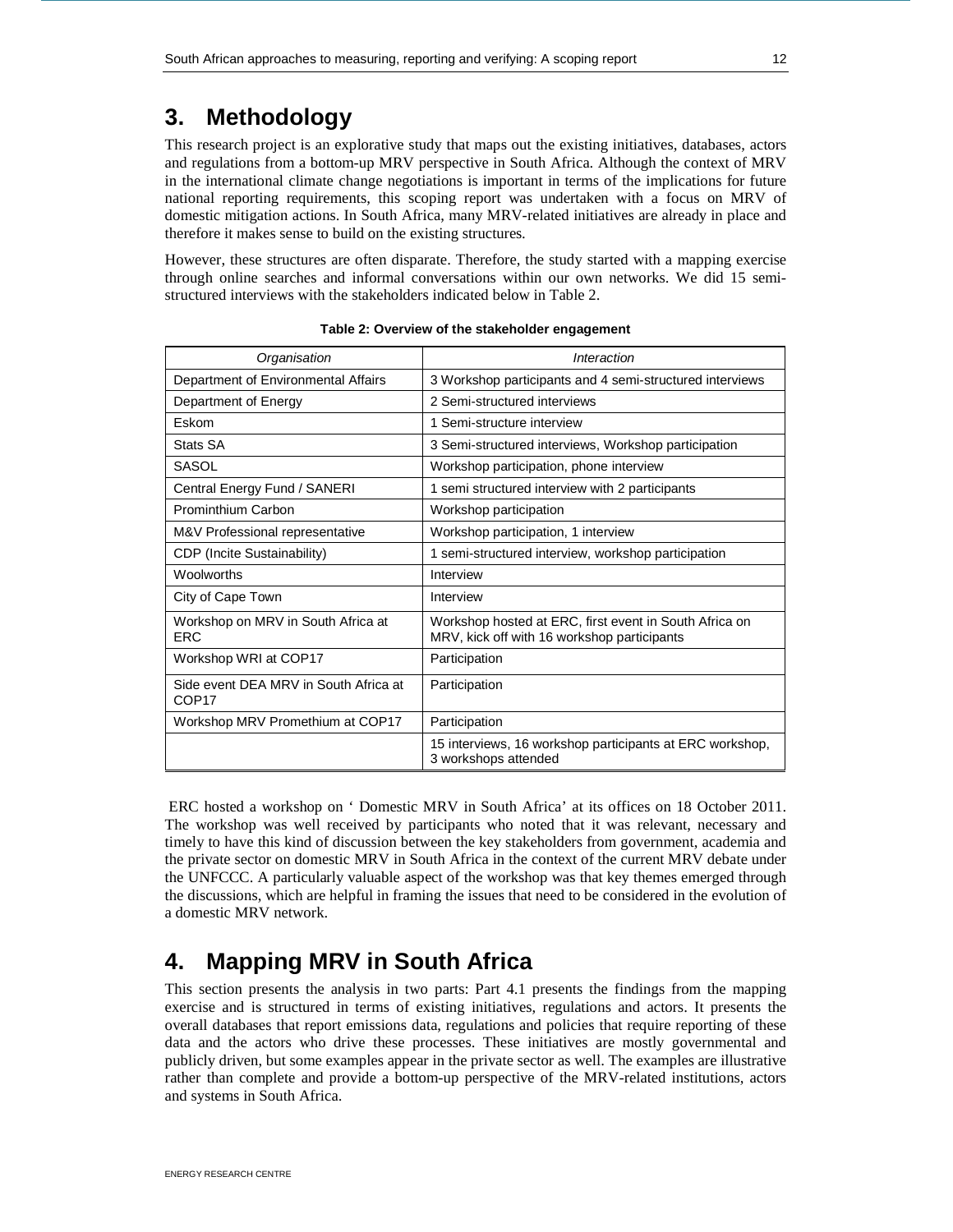# 3. Methodology

This research project is an explorative study that maps out the existing initiatives, databases, actors and regulations from a bottom-up MRV perspective in South Africa. Although the context of MRV in the international climate change negotiations is important in terms of the implications for future national reporting requirements, this scoping report was undertaken with a focus on MRV of domestic mitigation actions. In South Africa, many MRV-related initiatives are already in place and therefore it makes sense to build on the existing structures.

However, these structures are often disparate. Therefore, the study started with a mapping exercise through online searches and informal conversations within our own networks. We did 15 semi-structured interviews with the stakeholders indicated below in Table 2.

**Table 2: Overview of the stakeholder engagement**

| *Organisation* | *Interaction* |
|---|---|
| Department of Environmental Affairs | 3 Workshop participants and 4 semi-structured interviews |
| Department of Energy | 2 Semi-structured interviews |
| Eskom | 1 Semi-structure interview |
| Stats SA | 3 Semi-structured interviews, Workshop participation |
| SASOL | Workshop participation, phone interview |
| Central Energy Fund / SANERI | 1 semi structured interview with 2 participants |
| Prominthium Carbon | Workshop participation |
| M&V Professional representative | Workshop participation, 1 interview |
| CDP (Incite Sustainability) | 1 semi-structured interview, workshop participation |
| Woolworths | Interview |
| City of Cape Town | Interview |
| Workshop on MRV in South Africa at ERC | Workshop hosted at ERC, first event in South Africa on MRV, kick off with 16 workshop participants |
| Workshop WRI at COP17 | Participation |
| Side event DEA MRV in South Africa at COP17 | Participation |
| Workshop MRV Promethium at COP17 | Participation |
| | 15 interviews, 16 workshop participants at ERC workshop, 3 workshops attended |

ERC hosted a workshop on ' Domestic MRV in South Africa' at its offices on 18 October 2011. The workshop was well received by participants who noted that it was relevant, necessary and timely to have this kind of discussion between the key stakeholders from government, academia and the private sector on domestic MRV in South Africa in the context of the current MRV debate under the UNFCCC. A particularly valuable aspect of the workshop was that key themes emerged through the discussions, which are helpful in framing the issues that need to be considered in the evolution of a domestic MRV network.

# 4. Mapping MRV in South Africa

This section presents the analysis in two parts: Part 4.1 presents the findings from the mapping exercise and is structured in terms of existing initiatives, regulations and actors. It presents the overall databases that report emissions data, regulations and policies that require reporting of these data and the actors who drive these processes. These initiatives are mostly governmental and publicly driven, but some examples appear in the private sector as well. The examples are illustrative rather than complete and provide a bottom-up perspective of the MRV-related institutions, actors and systems in South Africa.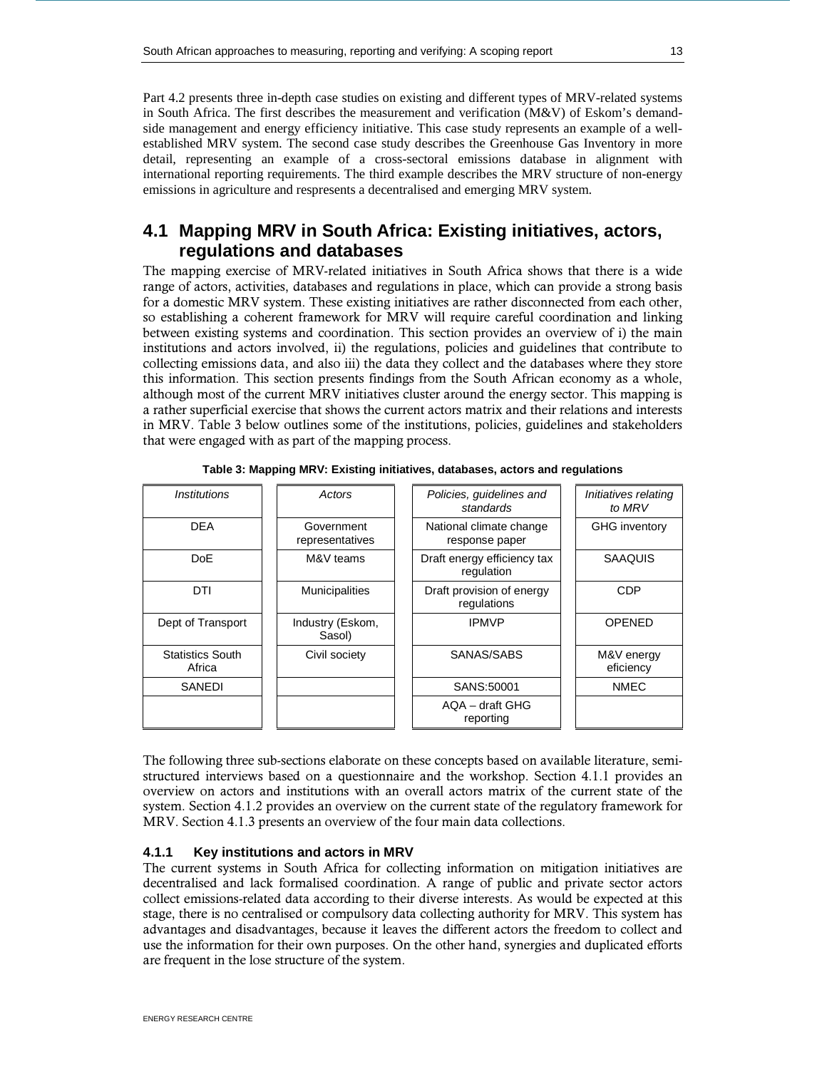Part 4.2 presents three in-depth case studies on existing and different types of MRV-related systems in South Africa. The first describes the measurement and verification (M&V) of Eskom's demand-side management and energy efficiency initiative. This case study represents an example of a well-established MRV system. The second case study describes the Greenhouse Gas Inventory in more detail, representing an example of a cross-sectoral emissions database in alignment with international reporting requirements. The third example describes the MRV structure of non-energy emissions in agriculture and respresents a decentralised and emerging MRV system.

## 4.1 Mapping MRV in South Africa: Existing initiatives, actors, regulations and databases

The mapping exercise of MRV-related initiatives in South Africa shows that there is a wide range of actors, activities, databases and regulations in place, which can provide a strong basis for a domestic MRV system. These existing initiatives are rather disconnected from each other, so establishing a coherent framework for MRV will require careful coordination and linking between existing systems and coordination. This section provides an overview of i) the main institutions and actors involved, ii) the regulations, policies and guidelines that contribute to collecting emissions data, and also iii) the data they collect and the databases where they store this information. This section presents findings from the South African economy as a whole, although most of the current MRV initiatives cluster around the energy sector. This mapping is a rather superficial exercise that shows the current actors matrix and their relations and interests in MRV. Table 3 below outlines some of the institutions, policies, guidelines and stakeholders that were engaged with as part of the mapping process.

**Table 3: Mapping MRV: Existing initiatives, databases, actors and regulations**

| *Institutions* | *Actors* | *Policies, guidelines and standards* | *Initiatives relating to MRV* |
|---|---|---|---|
| DEA | Government representatives | National climate change response paper | GHG inventory |
| DoE | M&V teams | Draft energy efficiency tax regulation | SAAQUIS |
| DTI | Municipalities | Draft provision of energy regulations | CDP |
| Dept of Transport | Industry (Eskom, Sasol) | IPMVP | OPENED |
| Statistics South Africa | Civil society | SANAS/SABS | M&V energy eficiency |
| SANEDI | | SANS:50001 | NMEC |
| | | AQA – draft GHG reporting | |

The following three sub-sections elaborate on these concepts based on available literature, semi-structured interviews based on a questionnaire and the workshop. Section 4.1.1 provides an overview on actors and institutions with an overall actors matrix of the current state of the system. Section 4.1.2 provides an overview on the current state of the regulatory framework for MRV. Section 4.1.3 presents an overview of the four main data collections.

### 4.1.1 Key institutions and actors in MRV

The current systems in South Africa for collecting information on mitigation initiatives are decentralised and lack formalised coordination. A range of public and private sector actors collect emissions-related data according to their diverse interests. As would be expected at this stage, there is no centralised or compulsory data collecting authority for MRV. This system has advantages and disadvantages, because it leaves the different actors the freedom to collect and use the information for their own purposes. On the other hand, synergies and duplicated efforts are frequent in the lose structure of the system.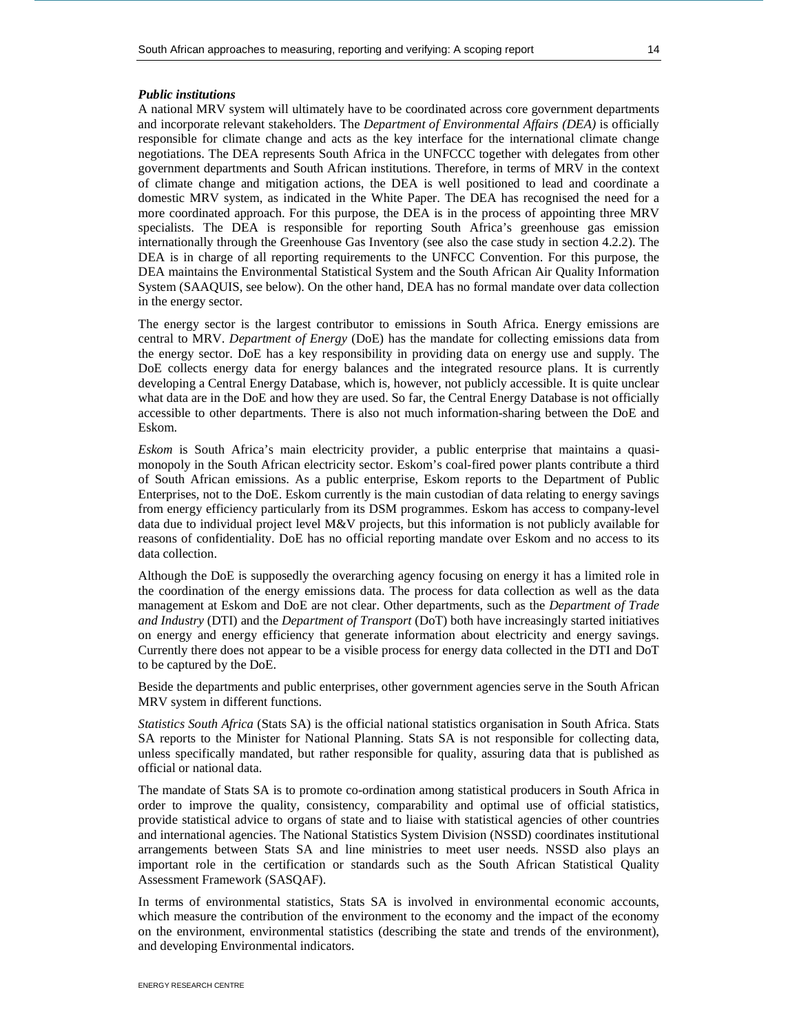***Public institutions***

A national MRV system will ultimately have to be coordinated across core government departments and incorporate relevant stakeholders. The *Department of Environmental Affairs (DEA)* is officially responsible for climate change and acts as the key interface for the international climate change negotiations. The DEA represents South Africa in the UNFCCC together with delegates from other government departments and South African institutions. Therefore, in terms of MRV in the context of climate change and mitigation actions, the DEA is well positioned to lead and coordinate a domestic MRV system, as indicated in the White Paper. The DEA has recognised the need for a more coordinated approach. For this purpose, the DEA is in the process of appointing three MRV specialists. The DEA is responsible for reporting South Africa's greenhouse gas emission internationally through the Greenhouse Gas Inventory (see also the case study in section 4.2.2). The DEA is in charge of all reporting requirements to the UNFCCC Convention. For this purpose, the DEA maintains the Environmental Statistical System and the South African Air Quality Information System (SAAQUIS, see below). On the other hand, DEA has no formal mandate over data collection in the energy sector.

The energy sector is the largest contributor to emissions in South Africa. Energy emissions are central to MRV. *Department of Energy* (DoE) has the mandate for collecting emissions data from the energy sector. DoE has a key responsibility in providing data on energy use and supply. The DoE collects energy data for energy balances and the integrated resource plans. It is currently developing a Central Energy Database, which is, however, not publicly accessible. It is quite unclear what data are in the DoE and how they are used. So far, the Central Energy Database is not officially accessible to other departments. There is also not much information-sharing between the DoE and Eskom.

*Eskom* is South Africa's main electricity provider, a public enterprise that maintains a quasi-monopoly in the South African electricity sector. Eskom's coal-fired power plants contribute a third of South African emissions. As a public enterprise, Eskom reports to the Department of Public Enterprises, not to the DoE. Eskom currently is the main custodian of data relating to energy savings from energy efficiency particularly from its DSM programmes. Eskom has access to company-level data due to individual project level M&V projects, but this information is not publicly available for reasons of confidentiality. DoE has no official reporting mandate over Eskom and no access to its data collection.

Although the DoE is supposedly the overarching agency focusing on energy it has a limited role in the coordination of the energy emissions data. The process for data collection as well as the data management at Eskom and DoE are not clear. Other departments, such as the *Department of Trade and Industry* (DTI) and the *Department of Transport* (DoT) both have increasingly started initiatives on energy and energy efficiency that generate information about electricity and energy savings. Currently there does not appear to be a visible process for energy data collected in the DTI and DoT to be captured by the DoE.

Beside the departments and public enterprises, other government agencies serve in the South African MRV system in different functions.

*Statistics South Africa* (Stats SA) is the official national statistics organisation in South Africa. Stats SA reports to the Minister for National Planning. Stats SA is not responsible for collecting data, unless specifically mandated, but rather responsible for quality, assuring data that is published as official or national data.

The mandate of Stats SA is to promote co-ordination among statistical producers in South Africa in order to improve the quality, consistency, comparability and optimal use of official statistics, provide statistical advice to organs of state and to liaise with statistical agencies of other countries and international agencies. The National Statistics System Division (NSSD) coordinates institutional arrangements between Stats SA and line ministries to meet user needs. NSSD also plays an important role in the certification or standards such as the South African Statistical Quality Assessment Framework (SASQAF).

In terms of environmental statistics, Stats SA is involved in environmental economic accounts, which measure the contribution of the environment to the economy and the impact of the economy on the environment, environmental statistics (describing the state and trends of the environment), and developing Environmental indicators.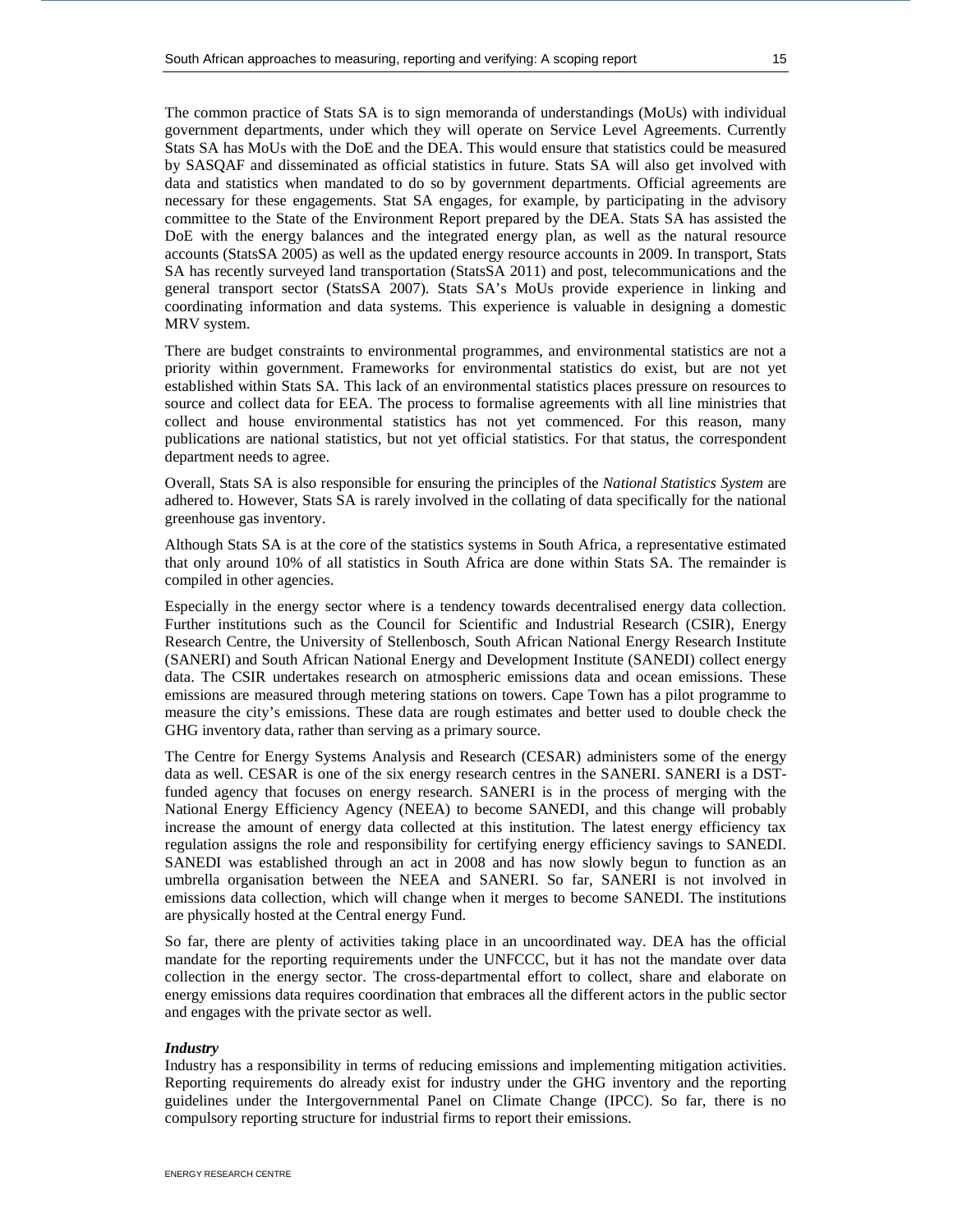The common practice of Stats SA is to sign memoranda of understandings (MoUs) with individual government departments, under which they will operate on Service Level Agreements. Currently Stats SA has MoUs with the DoE and the DEA. This would ensure that statistics could be measured by SASQAF and disseminated as official statistics in future. Stats SA will also get involved with data and statistics when mandated to do so by government departments. Official agreements are necessary for these engagements. Stat SA engages, for example, by participating in the advisory committee to the State of the Environment Report prepared by the DEA. Stats SA has assisted the DoE with the energy balances and the integrated energy plan, as well as the natural resource accounts (StatsSA 2005) as well as the updated energy resource accounts in 2009. In transport, Stats SA has recently surveyed land transportation (StatsSA 2011) and post, telecommunications and the general transport sector (StatsSA 2007). Stats SA's MoUs provide experience in linking and coordinating information and data systems. This experience is valuable in designing a domestic MRV system.

There are budget constraints to environmental programmes, and environmental statistics are not a priority within government. Frameworks for environmental statistics do exist, but are not yet established within Stats SA. This lack of an environmental statistics places pressure on resources to source and collect data for EEA. The process to formalise agreements with all line ministries that collect and house environmental statistics has not yet commenced. For this reason, many publications are national statistics, but not yet official statistics. For that status, the correspondent department needs to agree.

Overall, Stats SA is also responsible for ensuring the principles of the *National Statistics System* are adhered to. However, Stats SA is rarely involved in the collating of data specifically for the national greenhouse gas inventory.

Although Stats SA is at the core of the statistics systems in South Africa, a representative estimated that only around 10% of all statistics in South Africa are done within Stats SA. The remainder is compiled in other agencies.

Especially in the energy sector where is a tendency towards decentralised energy data collection. Further institutions such as the Council for Scientific and Industrial Research (CSIR), Energy Research Centre, the University of Stellenbosch, South African National Energy Research Institute (SANERI) and South African National Energy and Development Institute (SANEDI) collect energy data. The CSIR undertakes research on atmospheric emissions data and ocean emissions. These emissions are measured through metering stations on towers. Cape Town has a pilot programme to measure the city's emissions. These data are rough estimates and better used to double check the GHG inventory data, rather than serving as a primary source.

The Centre for Energy Systems Analysis and Research (CESAR) administers some of the energy data as well. CESAR is one of the six energy research centres in the SANERI. SANERI is a DST-funded agency that focuses on energy research. SANERI is in the process of merging with the National Energy Efficiency Agency (NEEA) to become SANEDI, and this change will probably increase the amount of energy data collected at this institution. The latest energy efficiency tax regulation assigns the role and responsibility for certifying energy efficiency savings to SANEDI. SANEDI was established through an act in 2008 and has now slowly begun to function as an umbrella organisation between the NEEA and SANERI. So far, SANERI is not involved in emissions data collection, which will change when it merges to become SANEDI. The institutions are physically hosted at the Central energy Fund.

So far, there are plenty of activities taking place in an uncoordinated way. DEA has the official mandate for the reporting requirements under the UNFCCC, but it has not the mandate over data collection in the energy sector. The cross-departmental effort to collect, share and elaborate on energy emissions data requires coordination that embraces all the different actors in the public sector and engages with the private sector as well.

***Industry***

Industry has a responsibility in terms of reducing emissions and implementing mitigation activities. Reporting requirements do already exist for industry under the GHG inventory and the reporting guidelines under the Intergovernmental Panel on Climate Change (IPCC). So far, there is no compulsory reporting structure for industrial firms to report their emissions.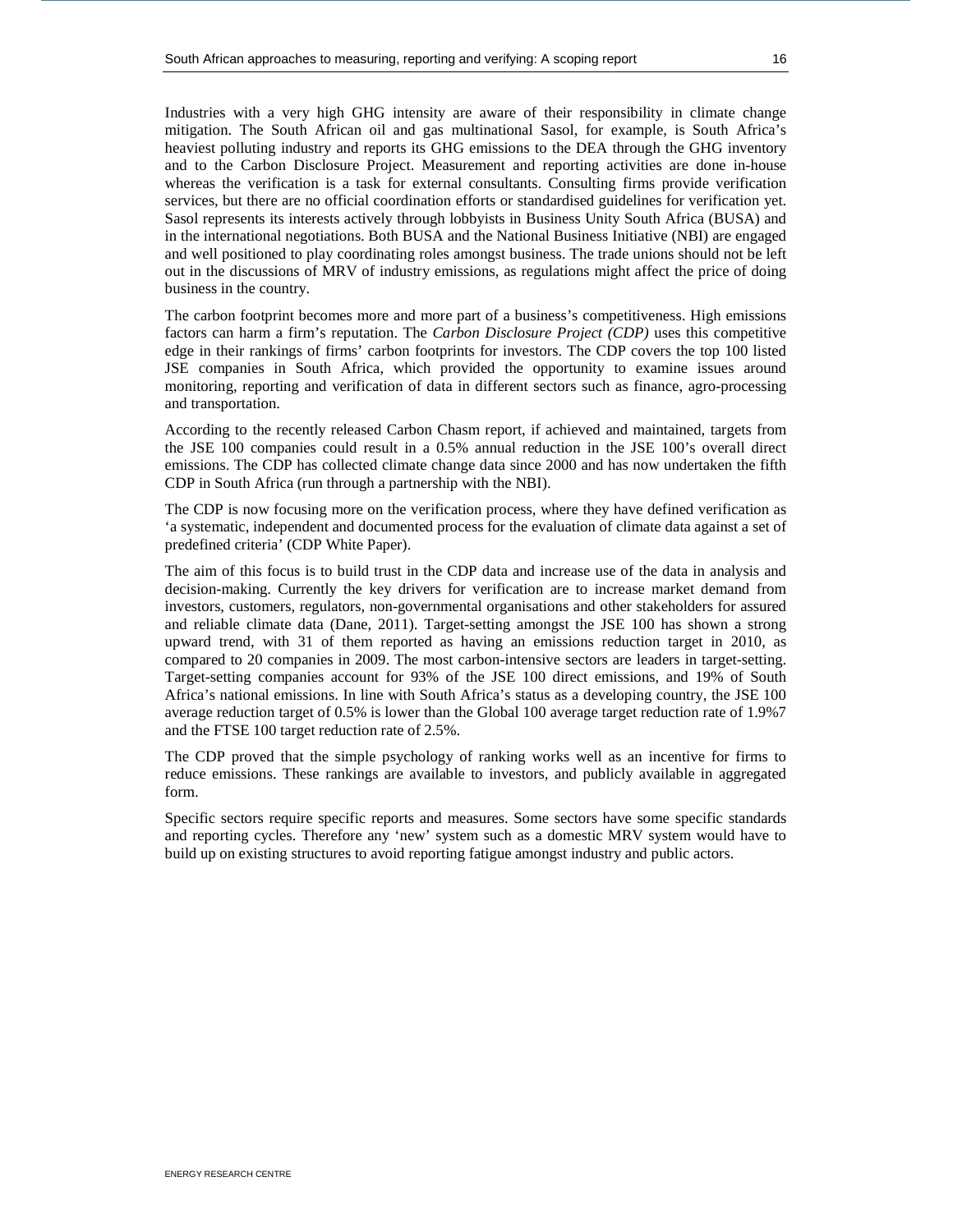Industries with a very high GHG intensity are aware of their responsibility in climate change mitigation. The South African oil and gas multinational Sasol, for example, is South Africa's heaviest polluting industry and reports its GHG emissions to the DEA through the GHG inventory and to the Carbon Disclosure Project. Measurement and reporting activities are done in-house whereas the verification is a task for external consultants. Consulting firms provide verification services, but there are no official coordination efforts or standardised guidelines for verification yet. Sasol represents its interests actively through lobbyists in Business Unity South Africa (BUSA) and in the international negotiations. Both BUSA and the National Business Initiative (NBI) are engaged and well positioned to play coordinating roles amongst business. The trade unions should not be left out in the discussions of MRV of industry emissions, as regulations might affect the price of doing business in the country.

The carbon footprint becomes more and more part of a business's competitiveness. High emissions factors can harm a firm's reputation. The *Carbon Disclosure Project (CDP)* uses this competitive edge in their rankings of firms' carbon footprints for investors. The CDP covers the top 100 listed JSE companies in South Africa, which provided the opportunity to examine issues around monitoring, reporting and verification of data in different sectors such as finance, agro-processing and transportation.

According to the recently released Carbon Chasm report, if achieved and maintained, targets from the JSE 100 companies could result in a 0.5% annual reduction in the JSE 100's overall direct emissions. The CDP has collected climate change data since 2000 and has now undertaken the fifth CDP in South Africa (run through a partnership with the NBI).

The CDP is now focusing more on the verification process, where they have defined verification as 'a systematic, independent and documented process for the evaluation of climate data against a set of predefined criteria' (CDP White Paper).

The aim of this focus is to build trust in the CDP data and increase use of the data in analysis and decision-making. Currently the key drivers for verification are to increase market demand from investors, customers, regulators, non-governmental organisations and other stakeholders for assured and reliable climate data (Dane, 2011). Target-setting amongst the JSE 100 has shown a strong upward trend, with 31 of them reported as having an emissions reduction target in 2010, as compared to 20 companies in 2009. The most carbon-intensive sectors are leaders in target-setting. Target-setting companies account for 93% of the JSE 100 direct emissions, and 19% of South Africa's national emissions. In line with South Africa's status as a developing country, the JSE 100 average reduction target of 0.5% is lower than the Global 100 average target reduction rate of 1.9%7 and the FTSE 100 target reduction rate of 2.5%.

The CDP proved that the simple psychology of ranking works well as an incentive for firms to reduce emissions. These rankings are available to investors, and publicly available in aggregated form.

Specific sectors require specific reports and measures. Some sectors have some specific standards and reporting cycles. Therefore any 'new' system such as a domestic MRV system would have to build up on existing structures to avoid reporting fatigue amongst industry and public actors.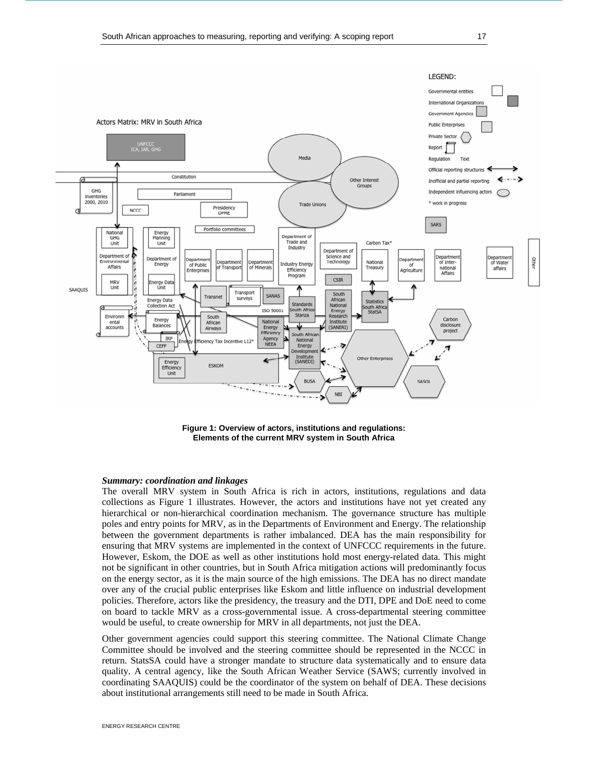**Figure 1: Overview of actors, institutions and regulations: Elements of the current MRV system in South Africa**

***Summary: coordination and linkages***

The overall MRV system in South Africa is rich in actors, institutions, regulations and data collections as Figure 1 illustrates. However, the actors and institutions have not yet created any hierarchical or non-hierarchical coordination mechanism. The governance structure has multiple poles and entry points for MRV, as in the Departments of Environment and Energy. The relationship between the government departments is rather imbalanced. DEA has the main responsibility for ensuring that MRV systems are implemented in the context of UNFCCC requirements in the future. However, Eskom, the DOE as well as other institutions hold most energy-related data. This might not be significant in other countries, but in South Africa mitigation actions will predominantly focus on the energy sector, as it is the main source of the high emissions. The DEA has no direct mandate over any of the crucial public enterprises like Eskom and little influence on industrial development policies. Therefore, actors like the presidency, the treasury and the DTI, DPE and DoE need to come on board to tackle MRV as a cross-governmental issue. A cross-departmental steering committee would be useful, to create ownership for MRV in all departments, not just the DEA.

Other government agencies could support this steering committee. The National Climate Change Committee should be involved and the steering committee should be represented in the NCCC in return. StatsSA could have a stronger mandate to structure data systematically and to ensure data quality. A central agency, like the South African Weather Service (SAWS; currently involved in coordinating SAAQUIS) could be the coordinator of the system on behalf of DEA. These decisions about institutional arrangements still need to be made in South Africa.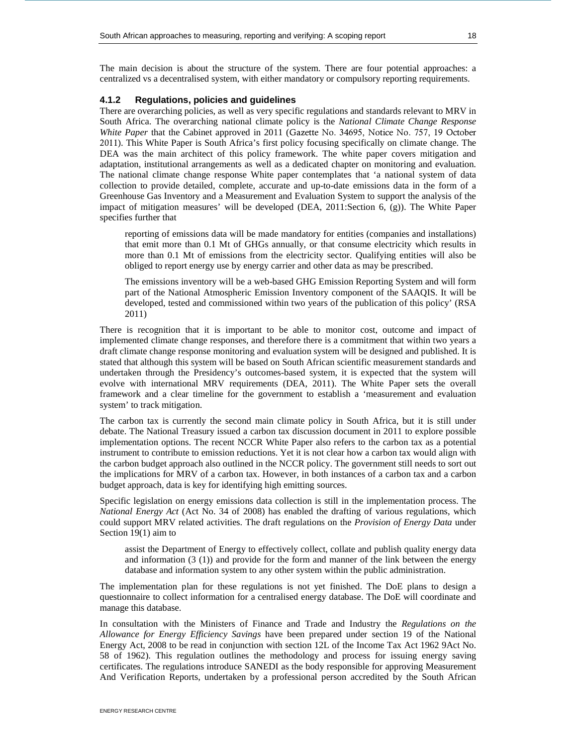The main decision is about the structure of the system. There are four potential approaches: a centralized vs a decentralised system, with either mandatory or compulsory reporting requirements.

### 4.1.2 Regulations, policies and guidelines

There are overarching policies, as well as very specific regulations and standards relevant to MRV in South Africa. The overarching national climate policy is the *National Climate Change Response White Paper* that the Cabinet approved in 2011 (Gazette No. 34695, Notice No. 757, 19 October 2011). This White Paper is South Africa's first policy focusing specifically on climate change. The DEA was the main architect of this policy framework. The white paper covers mitigation and adaptation, institutional arrangements as well as a dedicated chapter on monitoring and evaluation. The national climate change response White paper contemplates that 'a national system of data collection to provide detailed, complete, accurate and up-to-date emissions data in the form of a Greenhouse Gas Inventory and a Measurement and Evaluation System to support the analysis of the impact of mitigation measures' will be developed (DEA, 2011:Section 6, (g)). The White Paper specifies further that

> reporting of emissions data will be made mandatory for entities (companies and installations) that emit more than 0.1 Mt of GHGs annually, or that consume electricity which results in more than 0.1 Mt of emissions from the electricity sector. Qualifying entities will also be obliged to report energy use by energy carrier and other data as may be prescribed.
>
> The emissions inventory will be a web-based GHG Emission Reporting System and will form part of the National Atmospheric Emission Inventory component of the SAAQIS. It will be developed, tested and commissioned within two years of the publication of this policy' (RSA 2011)

There is recognition that it is important to be able to monitor cost, outcome and impact of implemented climate change responses, and therefore there is a commitment that within two years a draft climate change response monitoring and evaluation system will be designed and published. It is stated that although this system will be based on South African scientific measurement standards and undertaken through the Presidency's outcomes-based system, it is expected that the system will evolve with international MRV requirements (DEA, 2011). The White Paper sets the overall framework and a clear timeline for the government to establish a 'measurement and evaluation system' to track mitigation.

The carbon tax is currently the second main climate policy in South Africa, but it is still under debate. The National Treasury issued a carbon tax discussion document in 2011 to explore possible implementation options. The recent NCCR White Paper also refers to the carbon tax as a potential instrument to contribute to emission reductions. Yet it is not clear how a carbon tax would align with the carbon budget approach also outlined in the NCCR policy. The government still needs to sort out the implications for MRV of a carbon tax. However, in both instances of a carbon tax and a carbon budget approach, data is key for identifying high emitting sources.

Specific legislation on energy emissions data collection is still in the implementation process. The *National Energy Act* (Act No. 34 of 2008) has enabled the drafting of various regulations, which could support MRV related activities. The draft regulations on the *Provision of Energy Data* under Section 19(1) aim to

> assist the Department of Energy to effectively collect, collate and publish quality energy data and information (3 (1)) and provide for the form and manner of the link between the energy database and information system to any other system within the public administration.

The implementation plan for these regulations is not yet finished. The DoE plans to design a questionnaire to collect information for a centralised energy database. The DoE will coordinate and manage this database.

In consultation with the Ministers of Finance and Trade and Industry the *Regulations on the Allowance for Energy Efficiency Savings* have been prepared under section 19 of the National Energy Act, 2008 to be read in conjunction with section 12L of the Income Tax Act 1962 9Act No. 58 of 1962). This regulation outlines the methodology and process for issuing energy saving certificates. The regulations introduce SANEDI as the body responsible for approving Measurement And Verification Reports, undertaken by a professional person accredited by the South African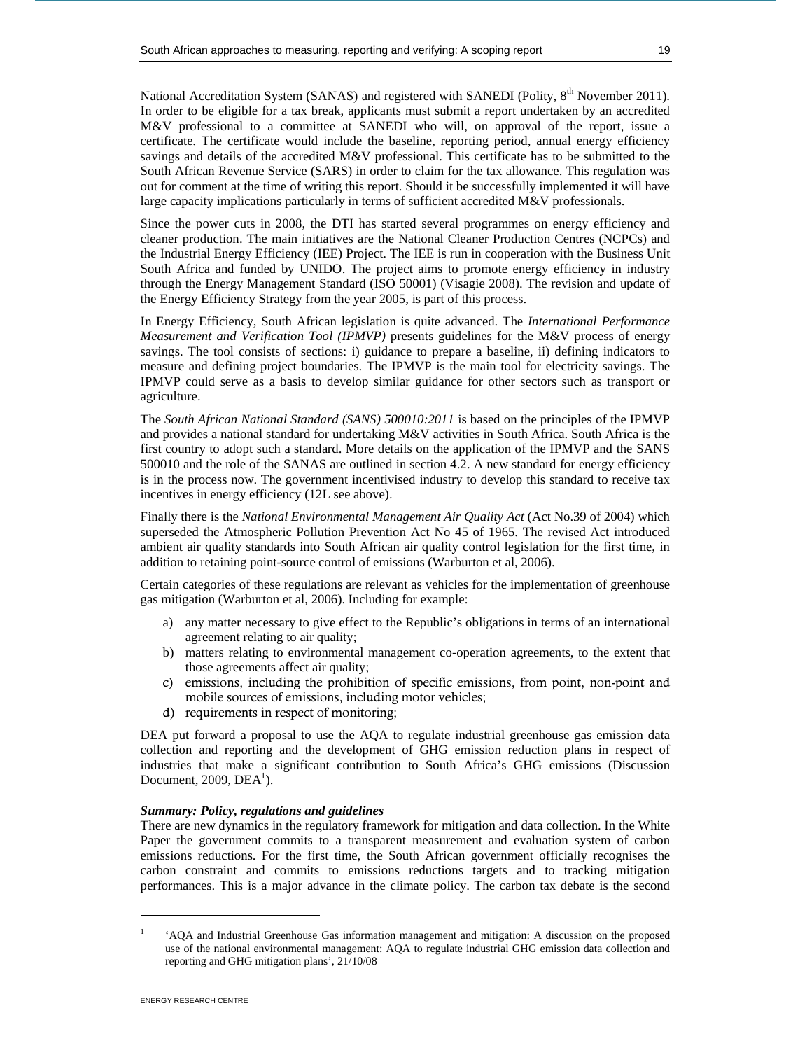National Accreditation System (SANAS) and registered with SANEDI (Polity, 8th November 2011). In order to be eligible for a tax break, applicants must submit a report undertaken by an accredited M&V professional to a committee at SANEDI who will, on approval of the report, issue a certificate. The certificate would include the baseline, reporting period, annual energy efficiency savings and details of the accredited M&V professional. This certificate has to be submitted to the South African Revenue Service (SARS) in order to claim for the tax allowance. This regulation was out for comment at the time of writing this report. Should it be successfully implemented it will have large capacity implications particularly in terms of sufficient accredited M&V professionals.

Since the power cuts in 2008, the DTI has started several programmes on energy efficiency and cleaner production. The main initiatives are the National Cleaner Production Centres (NCPCs) and the Industrial Energy Efficiency (IEE) Project. The IEE is run in cooperation with the Business Unit South Africa and funded by UNIDO. The project aims to promote energy efficiency in industry through the Energy Management Standard (ISO 50001) (Visagie 2008). The revision and update of the Energy Efficiency Strategy from the year 2005, is part of this process.

In Energy Efficiency, South African legislation is quite advanced. The *International Performance Measurement and Verification Tool (IPMVP)* presents guidelines for the M&V process of energy savings. The tool consists of sections: i) guidance to prepare a baseline, ii) defining indicators to measure and defining project boundaries. The IPMVP is the main tool for electricity savings. The IPMVP could serve as a basis to develop similar guidance for other sectors such as transport or agriculture.

The *South African National Standard (SANS) 500010:2011* is based on the principles of the IPMVP and provides a national standard for undertaking M&V activities in South Africa. South Africa is the first country to adopt such a standard. More details on the application of the IPMVP and the SANS 500010 and the role of the SANAS are outlined in section 4.2. A new standard for energy efficiency is in the process now. The government incentivised industry to develop this standard to receive tax incentives in energy efficiency (12L see above).

Finally there is the *National Environmental Management Air Quality Act* (Act No.39 of 2004) which superseded the Atmospheric Pollution Prevention Act No 45 of 1965. The revised Act introduced ambient air quality standards into South African air quality control legislation for the first time, in addition to retaining point-source control of emissions (Warburton et al, 2006).

Certain categories of these regulations are relevant as vehicles for the implementation of greenhouse gas mitigation (Warburton et al, 2006). Including for example:

a) any matter necessary to give effect to the Republic's obligations in terms of an international agreement relating to air quality;
b) matters relating to environmental management co-operation agreements, to the extent that those agreements affect air quality;
c) emissions, including the prohibition of specific emissions, from point, non-point and mobile sources of emissions, including motor vehicles;
d) requirements in respect of monitoring;

DEA put forward a proposal to use the AQA to regulate industrial greenhouse gas emission data collection and reporting and the development of GHG emission reduction plans in respect of industries that make a significant contribution to South Africa's GHG emissions (Discussion Document, 2009, DEA[1]).

***Summary: Policy, regulations and guidelines***

There are new dynamics in the regulatory framework for mitigation and data collection. In the White Paper the government commits to a transparent measurement and evaluation system of carbon emissions reductions. For the first time, the South African government officially recognises the carbon constraint and commits to emissions reductions targets and to tracking mitigation performances. This is a major advance in the climate policy. The carbon tax debate is the second

[1] 'AQA and Industrial Greenhouse Gas information management and mitigation: A discussion on the proposed use of the national environmental management: AQA to regulate industrial GHG emission data collection and reporting and GHG mitigation plans', 21/10/08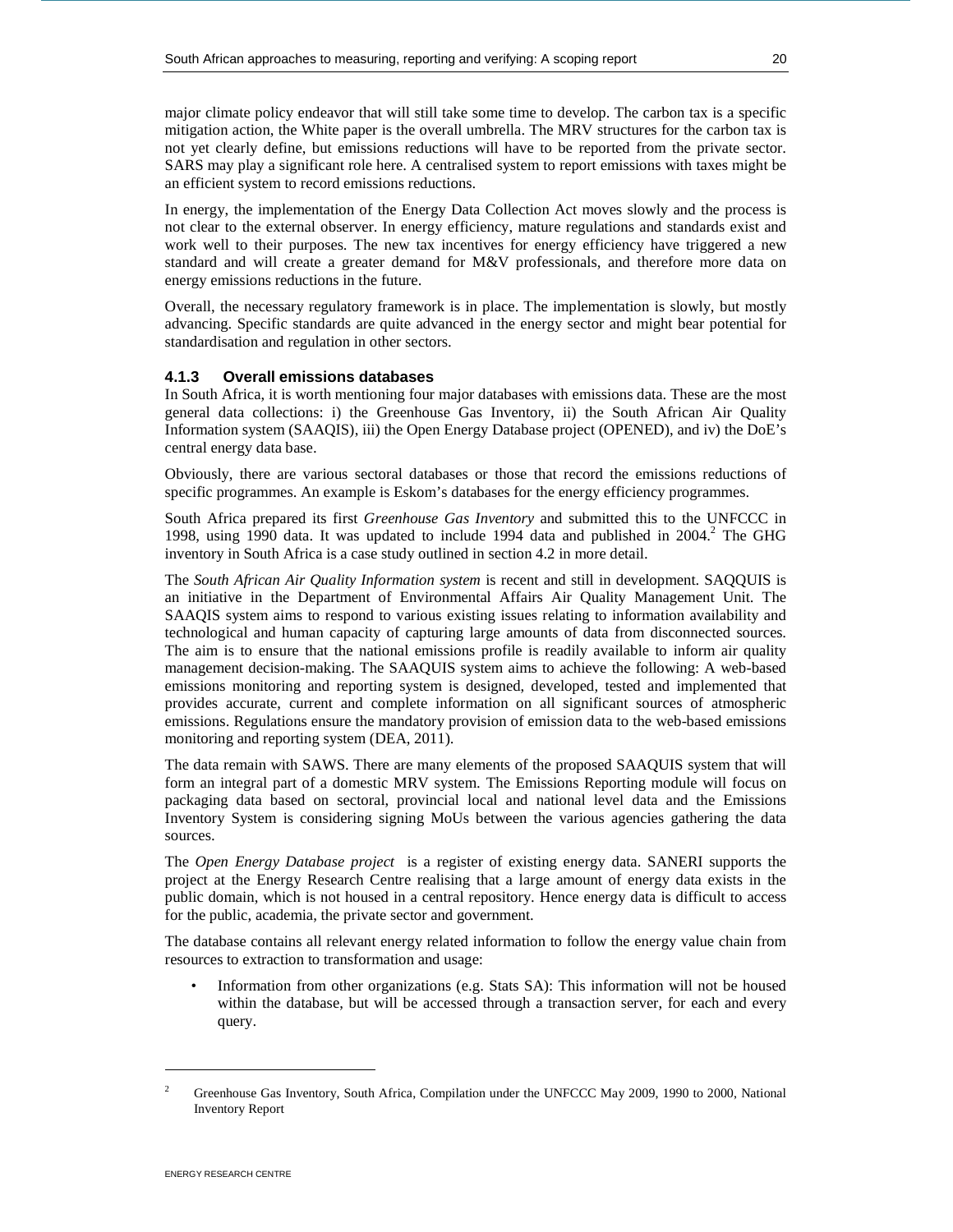major climate policy endeavor that will still take some time to develop. The carbon tax is a specific mitigation action, the White paper is the overall umbrella. The MRV structures for the carbon tax is not yet clearly define, but emissions reductions will have to be reported from the private sector. SARS may play a significant role here. A centralised system to report emissions with taxes might be an efficient system to record emissions reductions.

In energy, the implementation of the Energy Data Collection Act moves slowly and the process is not clear to the external observer. In energy efficiency, mature regulations and standards exist and work well to their purposes. The new tax incentives for energy efficiency have triggered a new standard and will create a greater demand for M&V professionals, and therefore more data on energy emissions reductions in the future.

Overall, the necessary regulatory framework is in place. The implementation is slowly, but mostly advancing. Specific standards are quite advanced in the energy sector and might bear potential for standardisation and regulation in other sectors.

### 4.1.3 Overall emissions databases

In South Africa, it is worth mentioning four major databases with emissions data. These are the most general data collections: i) the Greenhouse Gas Inventory, ii) the South African Air Quality Information system (SAAQIS), iii) the Open Energy Database project (OPENED), and iv) the DoE's central energy data base.

Obviously, there are various sectoral databases or those that record the emissions reductions of specific programmes. An example is Eskom's databases for the energy efficiency programmes.

South Africa prepared its first *Greenhouse Gas Inventory* and submitted this to the UNFCCC in 1998, using 1990 data. It was updated to include 1994 data and published in 2004.[2] The GHG inventory in South Africa is a case study outlined in section 4.2 in more detail.

The *South African Air Quality Information system* is recent and still in development. SAQQUIS is an initiative in the Department of Environmental Affairs Air Quality Management Unit. The SAAQIS system aims to respond to various existing issues relating to information availability and technological and human capacity of capturing large amounts of data from disconnected sources. The aim is to ensure that the national emissions profile is readily available to inform air quality management decision-making. The SAAQUIS system aims to achieve the following: A web-based emissions monitoring and reporting system is designed, developed, tested and implemented that provides accurate, current and complete information on all significant sources of atmospheric emissions. Regulations ensure the mandatory provision of emission data to the web-based emissions monitoring and reporting system (DEA, 2011).

The data remain with SAWS. There are many elements of the proposed SAAQUIS system that will form an integral part of a domestic MRV system. The Emissions Reporting module will focus on packaging data based on sectoral, provincial local and national level data and the Emissions Inventory System is considering signing MoUs between the various agencies gathering the data sources.

The *Open Energy Database project* is a register of existing energy data. SANERI supports the project at the Energy Research Centre realising that a large amount of energy data exists in the public domain, which is not housed in a central repository. Hence energy data is difficult to access for the public, academia, the private sector and government.

The database contains all relevant energy related information to follow the energy value chain from resources to extraction to transformation and usage:

- Information from other organizations (e.g. Stats SA): This information will not be housed within the database, but will be accessed through a transaction server, for each and every query.

---

[2] Greenhouse Gas Inventory, South Africa, Compilation under the UNFCCC May 2009, 1990 to 2000, National Inventory Report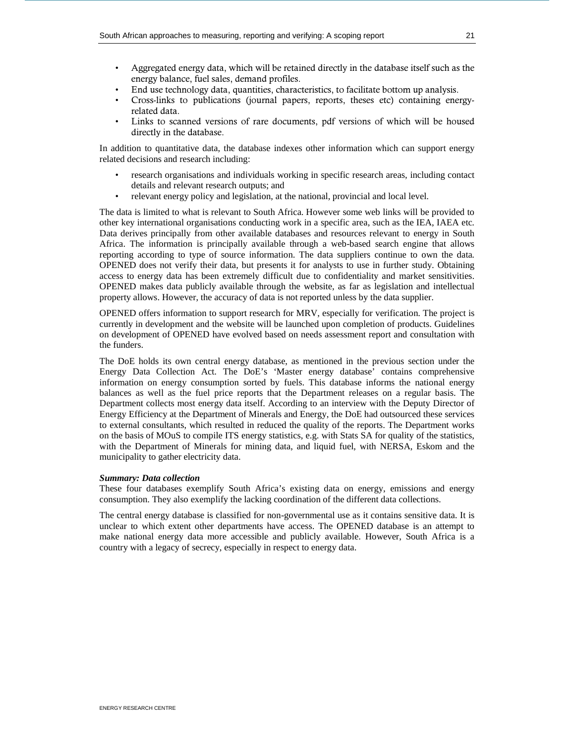- Aggregated energy data, which will be retained directly in the database itself such as the energy balance, fuel sales, demand profiles.
- End use technology data, quantities, characteristics, to facilitate bottom up analysis.
- Cross-links to publications (journal papers, reports, theses etc) containing energy-related data.
- Links to scanned versions of rare documents, pdf versions of which will be housed directly in the database.

In addition to quantitative data, the database indexes other information which can support energy related decisions and research including:

- research organisations and individuals working in specific research areas, including contact details and relevant research outputs; and
- relevant energy policy and legislation, at the national, provincial and local level.

The data is limited to what is relevant to South Africa. However some web links will be provided to other key international organisations conducting work in a specific area, such as the IEA, IAEA etc. Data derives principally from other available databases and resources relevant to energy in South Africa. The information is principally available through a web-based search engine that allows reporting according to type of source information. The data suppliers continue to own the data. OPENED does not verify their data, but presents it for analysts to use in further study. Obtaining access to energy data has been extremely difficult due to confidentiality and market sensitivities. OPENED makes data publicly available through the website, as far as legislation and intellectual property allows. However, the accuracy of data is not reported unless by the data supplier.

OPENED offers information to support research for MRV, especially for verification. The project is currently in development and the website will be launched upon completion of products. Guidelines on development of OPENED have evolved based on needs assessment report and consultation with the funders.

The DoE holds its own central energy database, as mentioned in the previous section under the Energy Data Collection Act. The DoE's 'Master energy database' contains comprehensive information on energy consumption sorted by fuels. This database informs the national energy balances as well as the fuel price reports that the Department releases on a regular basis. The Department collects most energy data itself. According to an interview with the Deputy Director of Energy Efficiency at the Department of Minerals and Energy, the DoE had outsourced these services to external consultants, which resulted in reduced the quality of the reports. The Department works on the basis of MOuS to compile ITS energy statistics, e.g. with Stats SA for quality of the statistics, with the Department of Minerals for mining data, and liquid fuel, with NERSA, Eskom and the municipality to gather electricity data.

***Summary: Data collection***

These four databases exemplify South Africa's existing data on energy, emissions and energy consumption. They also exemplify the lacking coordination of the different data collections.

The central energy database is classified for non-governmental use as it contains sensitive data. It is unclear to which extent other departments have access. The OPENED database is an attempt to make national energy data more accessible and publicly available. However, South Africa is a country with a legacy of secrecy, especially in respect to energy data.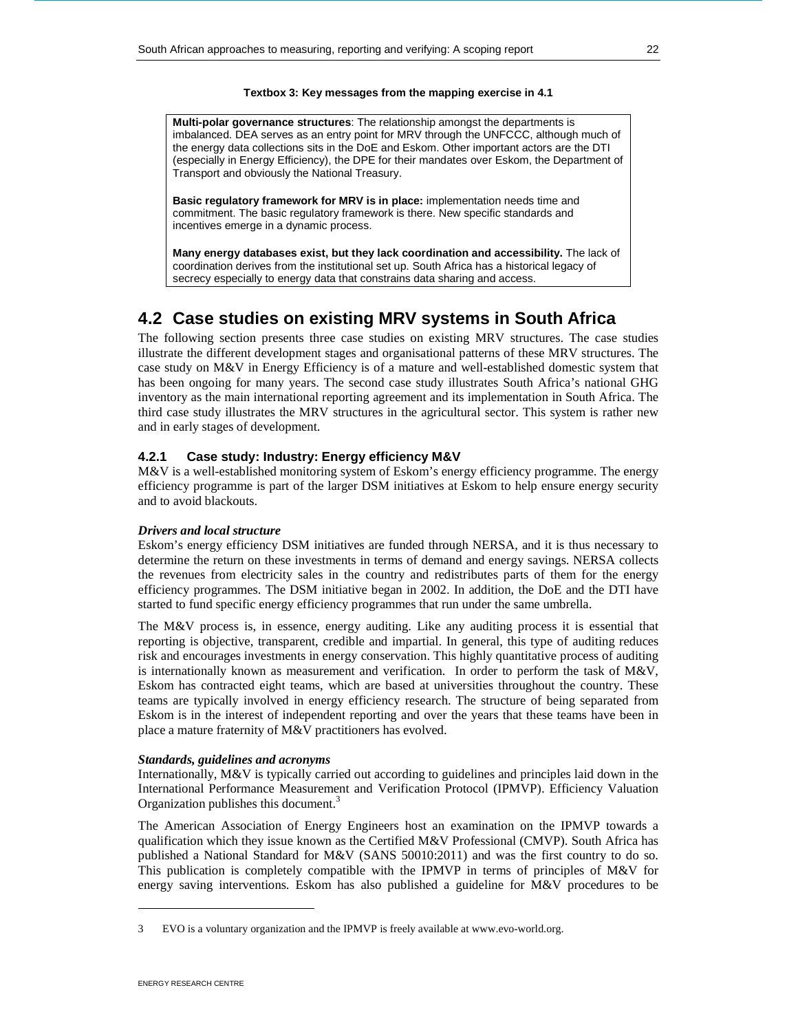**Textbox 3: Key messages from the mapping exercise in 4.1**

**Multi-polar governance structures**: The relationship amongst the departments is imbalanced. DEA serves as an entry point for MRV through the UNFCCC, although much of the energy data collections sits in the DoE and Eskom. Other important actors are the DTI (especially in Energy Efficiency), the DPE for their mandates over Eskom, the Department of Transport and obviously the National Treasury.

**Basic regulatory framework for MRV is in place:** implementation needs time and commitment. The basic regulatory framework is there. New specific standards and incentives emerge in a dynamic process.

**Many energy databases exist, but they lack coordination and accessibility.** The lack of coordination derives from the institutional set up. South Africa has a historical legacy of secrecy especially to energy data that constrains data sharing and access.

## 4.2 Case studies on existing MRV systems in South Africa

The following section presents three case studies on existing MRV structures. The case studies illustrate the different development stages and organisational patterns of these MRV structures. The case study on M&V in Energy Efficiency is of a mature and well-established domestic system that has been ongoing for many years. The second case study illustrates South Africa's national GHG inventory as the main international reporting agreement and its implementation in South Africa. The third case study illustrates the MRV structures in the agricultural sector. This system is rather new and in early stages of development.

### 4.2.1 Case study: Industry: Energy efficiency M&V

M&V is a well-established monitoring system of Eskom's energy efficiency programme. The energy efficiency programme is part of the larger DSM initiatives at Eskom to help ensure energy security and to avoid blackouts.

***Drivers and local structure***

Eskom's energy efficiency DSM initiatives are funded through NERSA, and it is thus necessary to determine the return on these investments in terms of demand and energy savings. NERSA collects the revenues from electricity sales in the country and redistributes parts of them for the energy efficiency programmes. The DSM initiative began in 2002. In addition, the DoE and the DTI have started to fund specific energy efficiency programmes that run under the same umbrella.

The M&V process is, in essence, energy auditing. Like any auditing process it is essential that reporting is objective, transparent, credible and impartial. In general, this type of auditing reduces risk and encourages investments in energy conservation. This highly quantitative process of auditing is internationally known as measurement and verification. In order to perform the task of M&V, Eskom has contracted eight teams, which are based at universities throughout the country. These teams are typically involved in energy efficiency research. The structure of being separated from Eskom is in the interest of independent reporting and over the years that these teams have been in place a mature fraternity of M&V practitioners has evolved.

***Standards, guidelines and acronyms***

Internationally, M&V is typically carried out according to guidelines and principles laid down in the International Performance Measurement and Verification Protocol (IPMVP). Efficiency Valuation Organization publishes this document.[3]

The American Association of Energy Engineers host an examination on the IPMVP towards a qualification which they issue known as the Certified M&V Professional (CMVP). South Africa has published a National Standard for M&V (SANS 50010:2011) and was the first country to do so. This publication is completely compatible with the IPMVP in terms of principles of M&V for energy saving interventions. Eskom has also published a guideline for M&V procedures to be

---

3 EVO is a voluntary organization and the IPMVP is freely available at www.evo-world.org.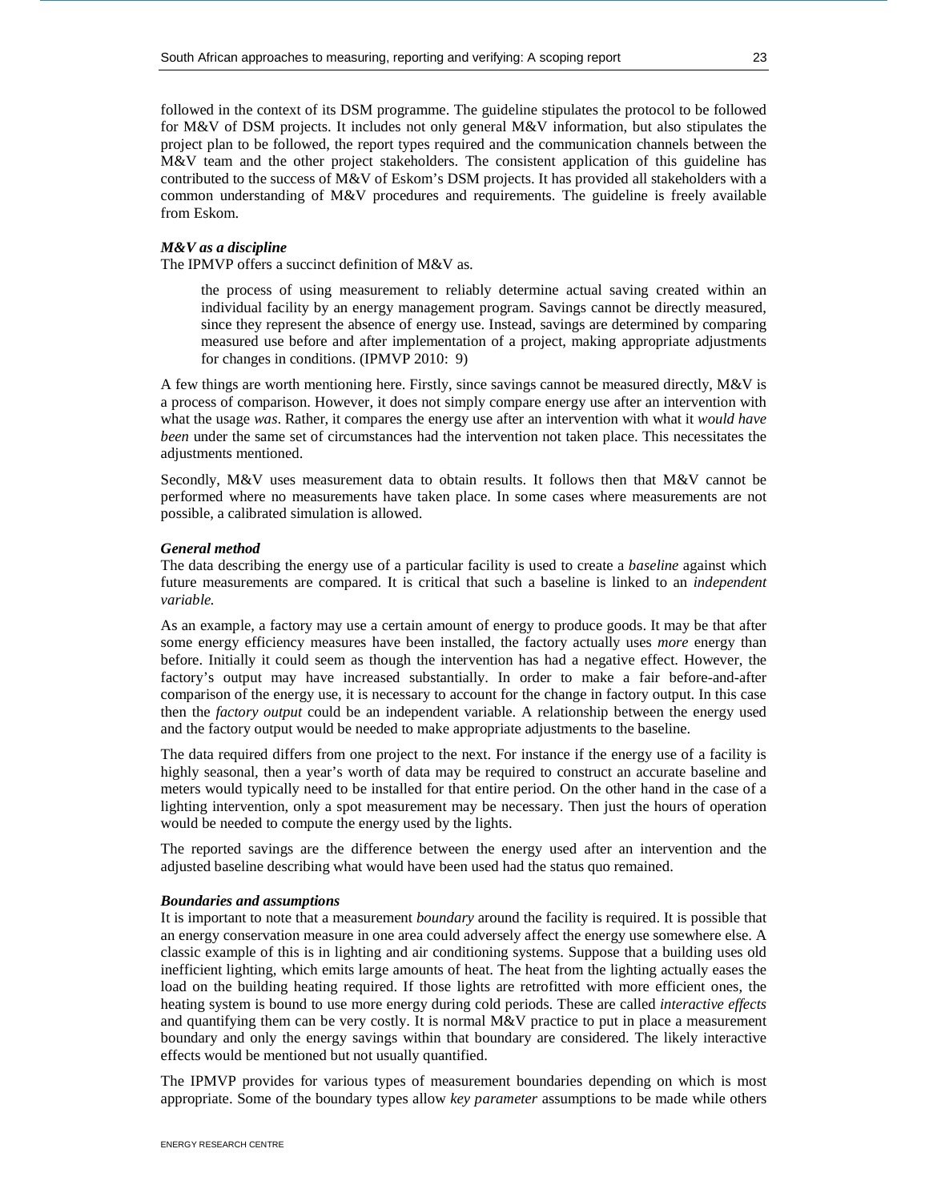followed in the context of its DSM programme. The guideline stipulates the protocol to be followed for M&V of DSM projects. It includes not only general M&V information, but also stipulates the project plan to be followed, the report types required and the communication channels between the M&V team and the other project stakeholders. The consistent application of this guideline has contributed to the success of M&V of Eskom's DSM projects. It has provided all stakeholders with a common understanding of M&V procedures and requirements. The guideline is freely available from Eskom.

***M&V as a discipline***

The IPMVP offers a succinct definition of M&V as.

> the process of using measurement to reliably determine actual saving created within an individual facility by an energy management program. Savings cannot be directly measured, since they represent the absence of energy use. Instead, savings are determined by comparing measured use before and after implementation of a project, making appropriate adjustments for changes in conditions. (IPMVP 2010: 9)

A few things are worth mentioning here. Firstly, since savings cannot be measured directly, M&V is a process of comparison. However, it does not simply compare energy use after an intervention with what the usage *was*. Rather, it compares the energy use after an intervention with what it *would have been* under the same set of circumstances had the intervention not taken place. This necessitates the adjustments mentioned.

Secondly, M&V uses measurement data to obtain results. It follows then that M&V cannot be performed where no measurements have taken place. In some cases where measurements are not possible, a calibrated simulation is allowed.

***General method***

The data describing the energy use of a particular facility is used to create a *baseline* against which future measurements are compared. It is critical that such a baseline is linked to an *independent variable.*

As an example, a factory may use a certain amount of energy to produce goods. It may be that after some energy efficiency measures have been installed, the factory actually uses *more* energy than before. Initially it could seem as though the intervention has had a negative effect. However, the factory's output may have increased substantially. In order to make a fair before-and-after comparison of the energy use, it is necessary to account for the change in factory output. In this case then the *factory output* could be an independent variable. A relationship between the energy used and the factory output would be needed to make appropriate adjustments to the baseline.

The data required differs from one project to the next. For instance if the energy use of a facility is highly seasonal, then a year's worth of data may be required to construct an accurate baseline and meters would typically need to be installed for that entire period. On the other hand in the case of a lighting intervention, only a spot measurement may be necessary. Then just the hours of operation would be needed to compute the energy used by the lights.

The reported savings are the difference between the energy used after an intervention and the adjusted baseline describing what would have been used had the status quo remained.

***Boundaries and assumptions***

It is important to note that a measurement *boundary* around the facility is required. It is possible that an energy conservation measure in one area could adversely affect the energy use somewhere else. A classic example of this is in lighting and air conditioning systems. Suppose that a building uses old inefficient lighting, which emits large amounts of heat. The heat from the lighting actually eases the load on the building heating required. If those lights are retrofitted with more efficient ones, the heating system is bound to use more energy during cold periods. These are called *interactive effects* and quantifying them can be very costly. It is normal M&V practice to put in place a measurement boundary and only the energy savings within that boundary are considered. The likely interactive effects would be mentioned but not usually quantified.

The IPMVP provides for various types of measurement boundaries depending on which is most appropriate. Some of the boundary types allow *key parameter* assumptions to be made while others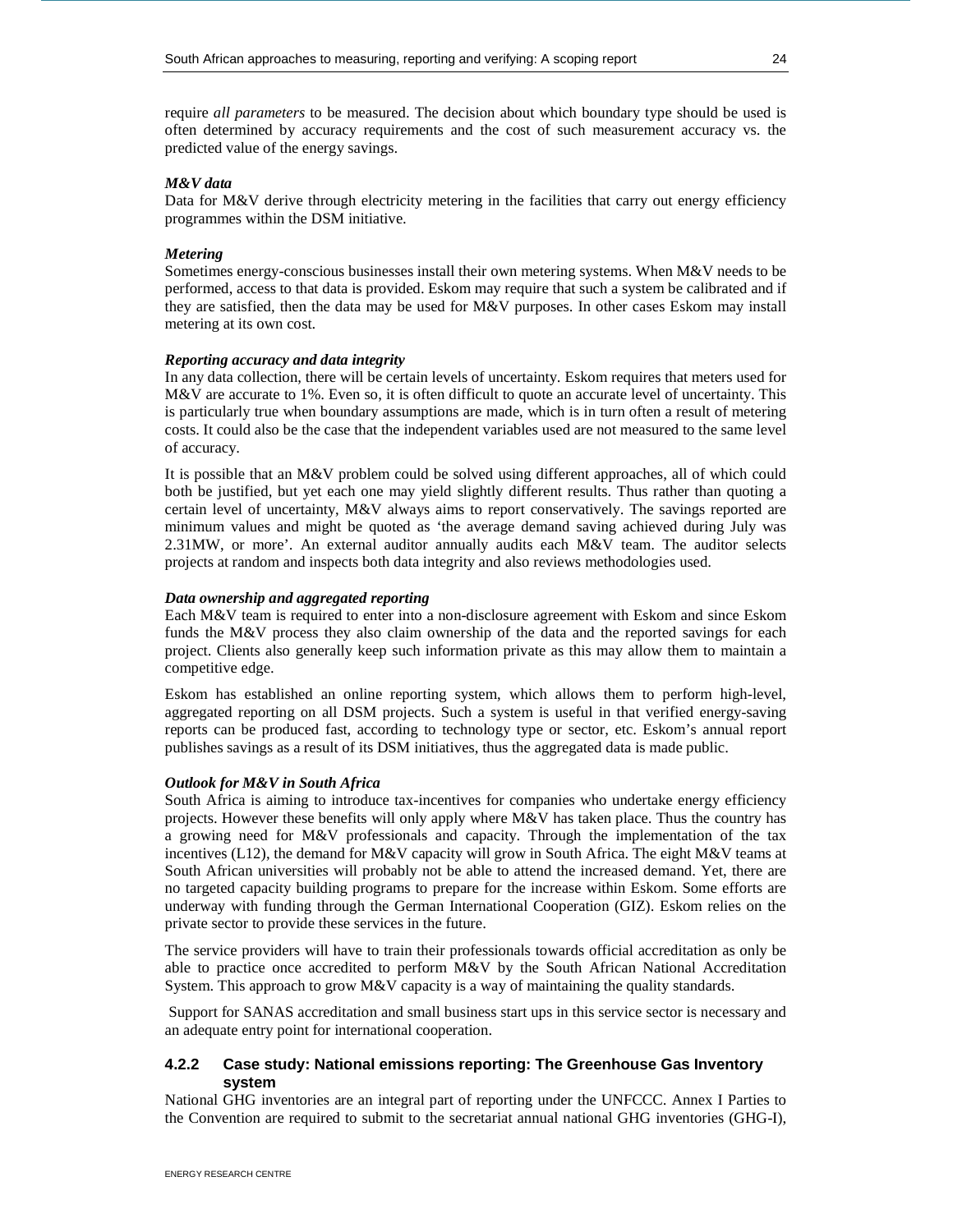require *all parameters* to be measured. The decision about which boundary type should be used is often determined by accuracy requirements and the cost of such measurement accuracy vs. the predicted value of the energy savings.

***M&V data***

Data for M&V derive through electricity metering in the facilities that carry out energy efficiency programmes within the DSM initiative.

***Metering***

Sometimes energy-conscious businesses install their own metering systems. When M&V needs to be performed, access to that data is provided. Eskom may require that such a system be calibrated and if they are satisfied, then the data may be used for M&V purposes. In other cases Eskom may install metering at its own cost.

***Reporting accuracy and data integrity***

In any data collection, there will be certain levels of uncertainty. Eskom requires that meters used for M&V are accurate to 1%. Even so, it is often difficult to quote an accurate level of uncertainty. This is particularly true when boundary assumptions are made, which is in turn often a result of metering costs. It could also be the case that the independent variables used are not measured to the same level of accuracy.

It is possible that an M&V problem could be solved using different approaches, all of which could both be justified, but yet each one may yield slightly different results. Thus rather than quoting a certain level of uncertainty, M&V always aims to report conservatively. The savings reported are minimum values and might be quoted as 'the average demand saving achieved during July was 2.31MW, or more'. An external auditor annually audits each M&V team. The auditor selects projects at random and inspects both data integrity and also reviews methodologies used.

***Data ownership and aggregated reporting***

Each M&V team is required to enter into a non-disclosure agreement with Eskom and since Eskom funds the M&V process they also claim ownership of the data and the reported savings for each project. Clients also generally keep such information private as this may allow them to maintain a competitive edge.

Eskom has established an online reporting system, which allows them to perform high-level, aggregated reporting on all DSM projects. Such a system is useful in that verified energy-saving reports can be produced fast, according to technology type or sector, etc. Eskom's annual report publishes savings as a result of its DSM initiatives, thus the aggregated data is made public.

***Outlook for M&V in South Africa***

South Africa is aiming to introduce tax-incentives for companies who undertake energy efficiency projects. However these benefits will only apply where M&V has taken place. Thus the country has a growing need for M&V professionals and capacity. Through the implementation of the tax incentives (L12), the demand for M&V capacity will grow in South Africa. The eight M&V teams at South African universities will probably not be able to attend the increased demand. Yet, there are no targeted capacity building programs to prepare for the increase within Eskom. Some efforts are underway with funding through the German International Cooperation (GIZ). Eskom relies on the private sector to provide these services in the future.

The service providers will have to train their professionals towards official accreditation as only be able to practice once accredited to perform M&V by the South African National Accreditation System. This approach to grow M&V capacity is a way of maintaining the quality standards.

Support for SANAS accreditation and small business start ups in this service sector is necessary and an adequate entry point for international cooperation.

### 4.2.2 Case study: National emissions reporting: The Greenhouse Gas Inventory system

National GHG inventories are an integral part of reporting under the UNFCCC. Annex I Parties to the Convention are required to submit to the secretariat annual national GHG inventories (GHG-I),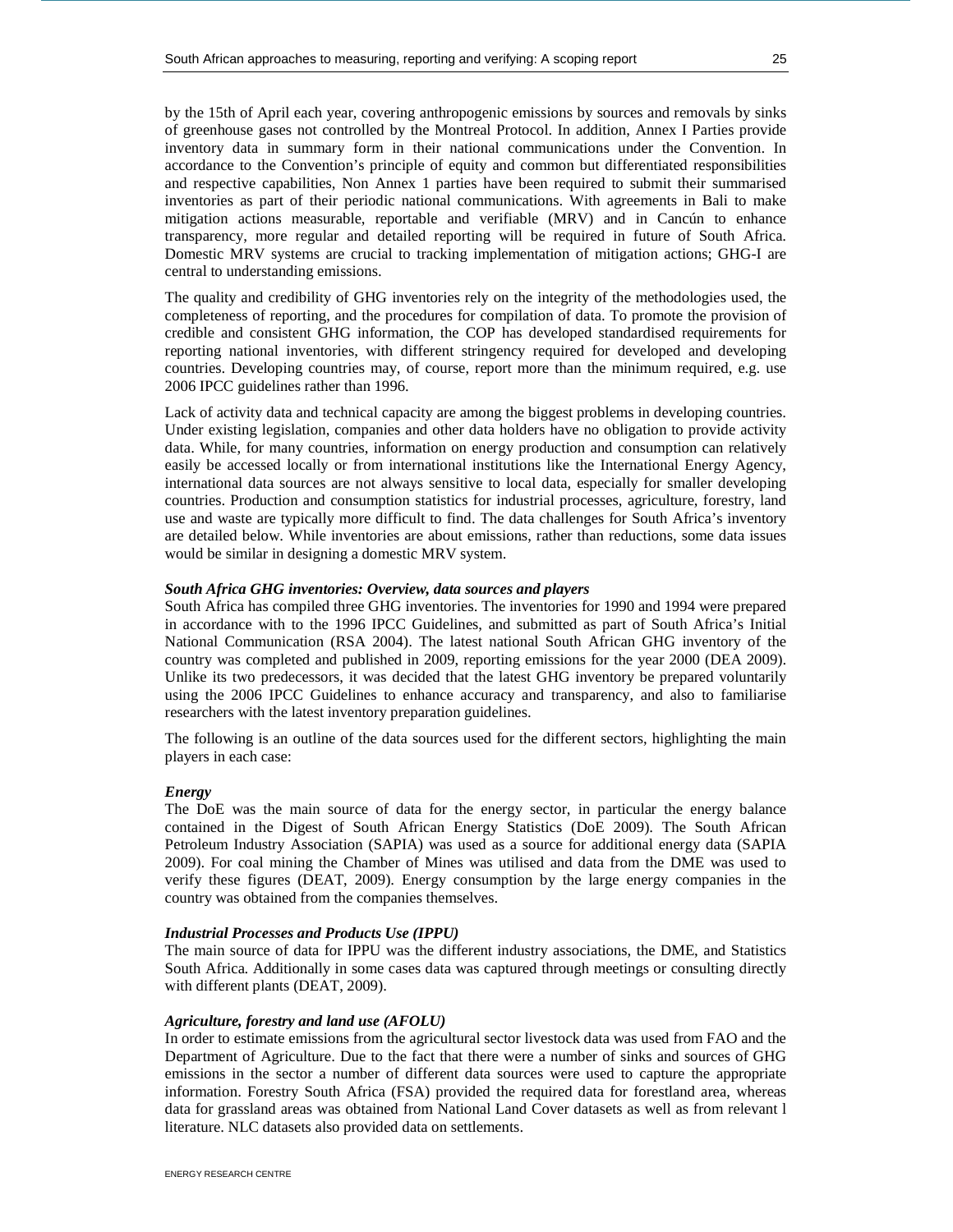by the 15th of April each year, covering anthropogenic emissions by sources and removals by sinks of greenhouse gases not controlled by the Montreal Protocol. In addition, Annex I Parties provide inventory data in summary form in their national communications under the Convention. In accordance to the Convention's principle of equity and common but differentiated responsibilities and respective capabilities, Non Annex 1 parties have been required to submit their summarised inventories as part of their periodic national communications. With agreements in Bali to make mitigation actions measurable, reportable and verifiable (MRV) and in Cancún to enhance transparency, more regular and detailed reporting will be required in future of South Africa. Domestic MRV systems are crucial to tracking implementation of mitigation actions; GHG-I are central to understanding emissions.

The quality and credibility of GHG inventories rely on the integrity of the methodologies used, the completeness of reporting, and the procedures for compilation of data. To promote the provision of credible and consistent GHG information, the COP has developed standardised requirements for reporting national inventories, with different stringency required for developed and developing countries. Developing countries may, of course, report more than the minimum required, e.g. use 2006 IPCC guidelines rather than 1996.

Lack of activity data and technical capacity are among the biggest problems in developing countries. Under existing legislation, companies and other data holders have no obligation to provide activity data. While, for many countries, information on energy production and consumption can relatively easily be accessed locally or from international institutions like the International Energy Agency, international data sources are not always sensitive to local data, especially for smaller developing countries. Production and consumption statistics for industrial processes, agriculture, forestry, land use and waste are typically more difficult to find. The data challenges for South Africa's inventory are detailed below. While inventories are about emissions, rather than reductions, some data issues would be similar in designing a domestic MRV system.

***South Africa GHG inventories: Overview, data sources and players***

South Africa has compiled three GHG inventories. The inventories for 1990 and 1994 were prepared in accordance with to the 1996 IPCC Guidelines, and submitted as part of South Africa's Initial National Communication (RSA 2004). The latest national South African GHG inventory of the country was completed and published in 2009, reporting emissions for the year 2000 (DEA 2009). Unlike its two predecessors, it was decided that the latest GHG inventory be prepared voluntarily using the 2006 IPCC Guidelines to enhance accuracy and transparency, and also to familiarise researchers with the latest inventory preparation guidelines.

The following is an outline of the data sources used for the different sectors, highlighting the main players in each case:

***Energy***

The DoE was the main source of data for the energy sector, in particular the energy balance contained in the Digest of South African Energy Statistics (DoE 2009). The South African Petroleum Industry Association (SAPIA) was used as a source for additional energy data (SAPIA 2009). For coal mining the Chamber of Mines was utilised and data from the DME was used to verify these figures (DEAT, 2009). Energy consumption by the large energy companies in the country was obtained from the companies themselves.

***Industrial Processes and Products Use (IPPU)***

The main source of data for IPPU was the different industry associations, the DME, and Statistics South Africa. Additionally in some cases data was captured through meetings or consulting directly with different plants (DEAT, 2009).

***Agriculture, forestry and land use (AFOLU)***

In order to estimate emissions from the agricultural sector livestock data was used from FAO and the Department of Agriculture. Due to the fact that there were a number of sinks and sources of GHG emissions in the sector a number of different data sources were used to capture the appropriate information. Forestry South Africa (FSA) provided the required data for forestland area, whereas data for grassland areas was obtained from National Land Cover datasets as well as from relevant l literature. NLC datasets also provided data on settlements.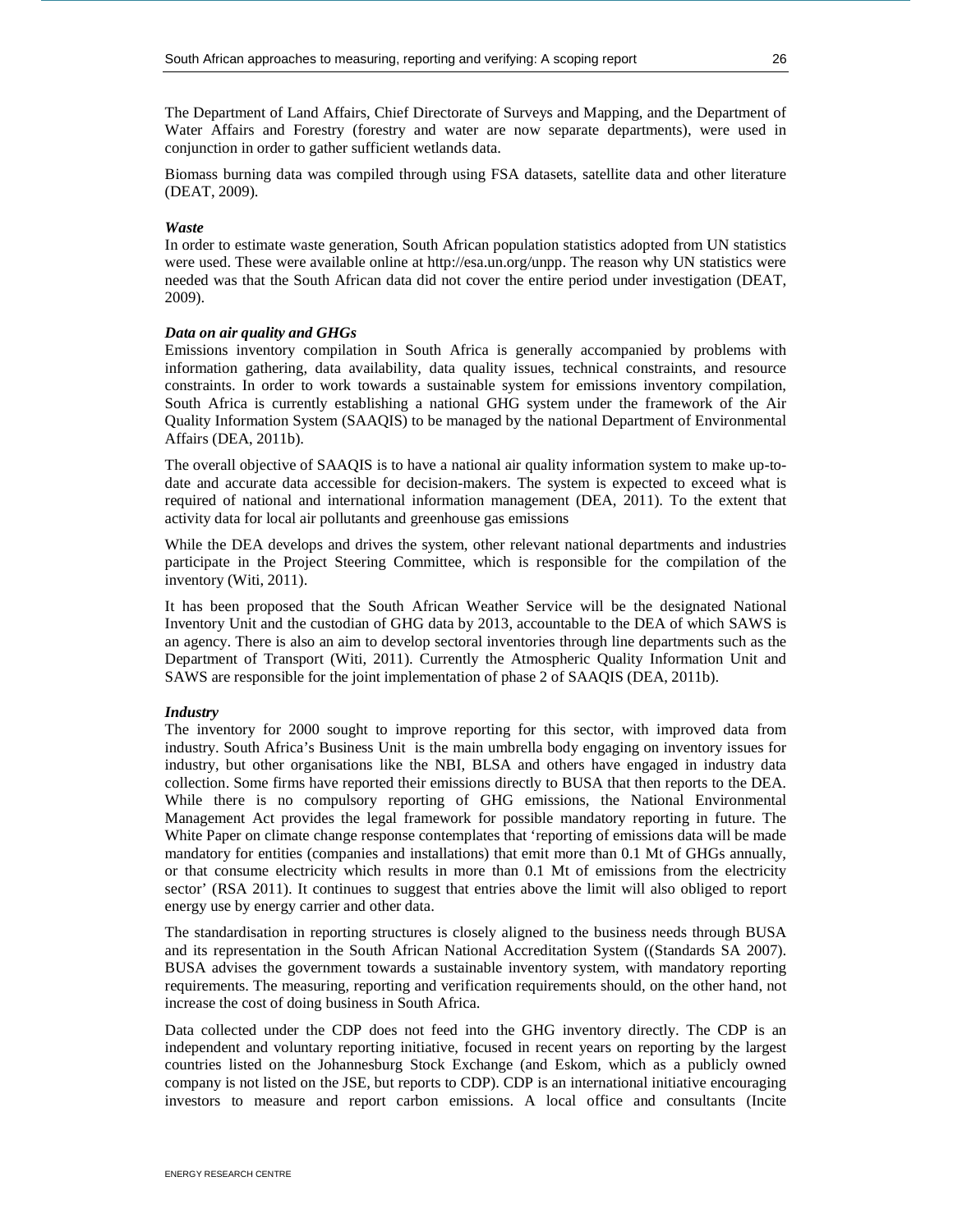The Department of Land Affairs, Chief Directorate of Surveys and Mapping, and the Department of Water Affairs and Forestry (forestry and water are now separate departments), were used in conjunction in order to gather sufficient wetlands data.

Biomass burning data was compiled through using FSA datasets, satellite data and other literature (DEAT, 2009).

***Waste***

In order to estimate waste generation, South African population statistics adopted from UN statistics were used. These were available online at http://esa.un.org/unpp. The reason why UN statistics were needed was that the South African data did not cover the entire period under investigation (DEAT, 2009).

***Data on air quality and GHGs***

Emissions inventory compilation in South Africa is generally accompanied by problems with information gathering, data availability, data quality issues, technical constraints, and resource constraints. In order to work towards a sustainable system for emissions inventory compilation, South Africa is currently establishing a national GHG system under the framework of the Air Quality Information System (SAAQIS) to be managed by the national Department of Environmental Affairs (DEA, 2011b).

The overall objective of SAAQIS is to have a national air quality information system to make up-to-date and accurate data accessible for decision-makers. The system is expected to exceed what is required of national and international information management (DEA, 2011). To the extent that activity data for local air pollutants and greenhouse gas emissions

While the DEA develops and drives the system, other relevant national departments and industries participate in the Project Steering Committee, which is responsible for the compilation of the inventory (Witi, 2011).

It has been proposed that the South African Weather Service will be the designated National Inventory Unit and the custodian of GHG data by 2013, accountable to the DEA of which SAWS is an agency. There is also an aim to develop sectoral inventories through line departments such as the Department of Transport (Witi, 2011). Currently the Atmospheric Quality Information Unit and SAWS are responsible for the joint implementation of phase 2 of SAAQIS (DEA, 2011b).

***Industry***

The inventory for 2000 sought to improve reporting for this sector, with improved data from industry. South Africa's Business Unit is the main umbrella body engaging on inventory issues for industry, but other organisations like the NBI, BLSA and others have engaged in industry data collection. Some firms have reported their emissions directly to BUSA that then reports to the DEA. While there is no compulsory reporting of GHG emissions, the National Environmental Management Act provides the legal framework for possible mandatory reporting in future. The White Paper on climate change response contemplates that 'reporting of emissions data will be made mandatory for entities (companies and installations) that emit more than 0.1 Mt of GHGs annually, or that consume electricity which results in more than 0.1 Mt of emissions from the electricity sector' (RSA 2011). It continues to suggest that entries above the limit will also obliged to report energy use by energy carrier and other data.

The standardisation in reporting structures is closely aligned to the business needs through BUSA and its representation in the South African National Accreditation System ((Standards SA 2007). BUSA advises the government towards a sustainable inventory system, with mandatory reporting requirements. The measuring, reporting and verification requirements should, on the other hand, not increase the cost of doing business in South Africa.

Data collected under the CDP does not feed into the GHG inventory directly. The CDP is an independent and voluntary reporting initiative, focused in recent years on reporting by the largest countries listed on the Johannesburg Stock Exchange (and Eskom, which as a publicly owned company is not listed on the JSE, but reports to CDP). CDP is an international initiative encouraging investors to measure and report carbon emissions. A local office and consultants (Incite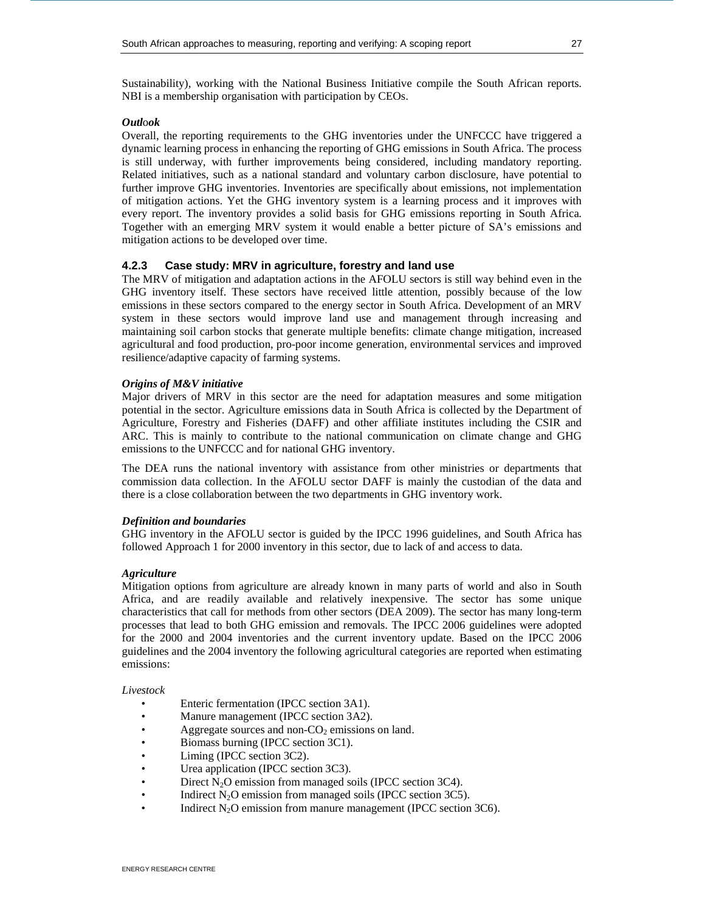Sustainability), working with the National Business Initiative compile the South African reports. NBI is a membership organisation with participation by CEOs.

***Outlook***

Overall, the reporting requirements to the GHG inventories under the UNFCCC have triggered a dynamic learning process in enhancing the reporting of GHG emissions in South Africa. The process is still underway, with further improvements being considered, including mandatory reporting. Related initiatives, such as a national standard and voluntary carbon disclosure, have potential to further improve GHG inventories. Inventories are specifically about emissions, not implementation of mitigation actions. Yet the GHG inventory system is a learning process and it improves with every report. The inventory provides a solid basis for GHG emissions reporting in South Africa. Together with an emerging MRV system it would enable a better picture of SA's emissions and mitigation actions to be developed over time.

### 4.2.3 Case study: MRV in agriculture, forestry and land use

The MRV of mitigation and adaptation actions in the AFOLU sectors is still way behind even in the GHG inventory itself. These sectors have received little attention, possibly because of the low emissions in these sectors compared to the energy sector in South Africa. Development of an MRV system in these sectors would improve land use and management through increasing and maintaining soil carbon stocks that generate multiple benefits: climate change mitigation, increased agricultural and food production, pro-poor income generation, environmental services and improved resilience/adaptive capacity of farming systems.

***Origins of M&V initiative***

Major drivers of MRV in this sector are the need for adaptation measures and some mitigation potential in the sector. Agriculture emissions data in South Africa is collected by the Department of Agriculture, Forestry and Fisheries (DAFF) and other affiliate institutes including the CSIR and ARC. This is mainly to contribute to the national communication on climate change and GHG emissions to the UNFCCC and for national GHG inventory.

The DEA runs the national inventory with assistance from other ministries or departments that commission data collection. In the AFOLU sector DAFF is mainly the custodian of the data and there is a close collaboration between the two departments in GHG inventory work.

***Definition and boundaries***

GHG inventory in the AFOLU sector is guided by the IPCC 1996 guidelines, and South Africa has followed Approach 1 for 2000 inventory in this sector, due to lack of and access to data.

***Agriculture***

Mitigation options from agriculture are already known in many parts of world and also in South Africa, and are readily available and relatively inexpensive. The sector has some unique characteristics that call for methods from other sectors (DEA 2009). The sector has many long-term processes that lead to both GHG emission and removals. The IPCC 2006 guidelines were adopted for the 2000 and 2004 inventories and the current inventory update. Based on the IPCC 2006 guidelines and the 2004 inventory the following agricultural categories are reported when estimating emissions:

*Livestock*

- Enteric fermentation (IPCC section 3A1).
- Manure management (IPCC section 3A2).
- Aggregate sources and non-$CO_2$ emissions on land.
- Biomass burning (IPCC section 3C1).
- Liming (IPCC section 3C2).
- Urea application (IPCC section 3C3).
- Direct $N_2O$ emission from managed soils (IPCC section 3C4).
- Indirect $N_2O$ emission from managed soils (IPCC section 3C5).
- Indirect $N_2O$ emission from manure management (IPCC section 3C6).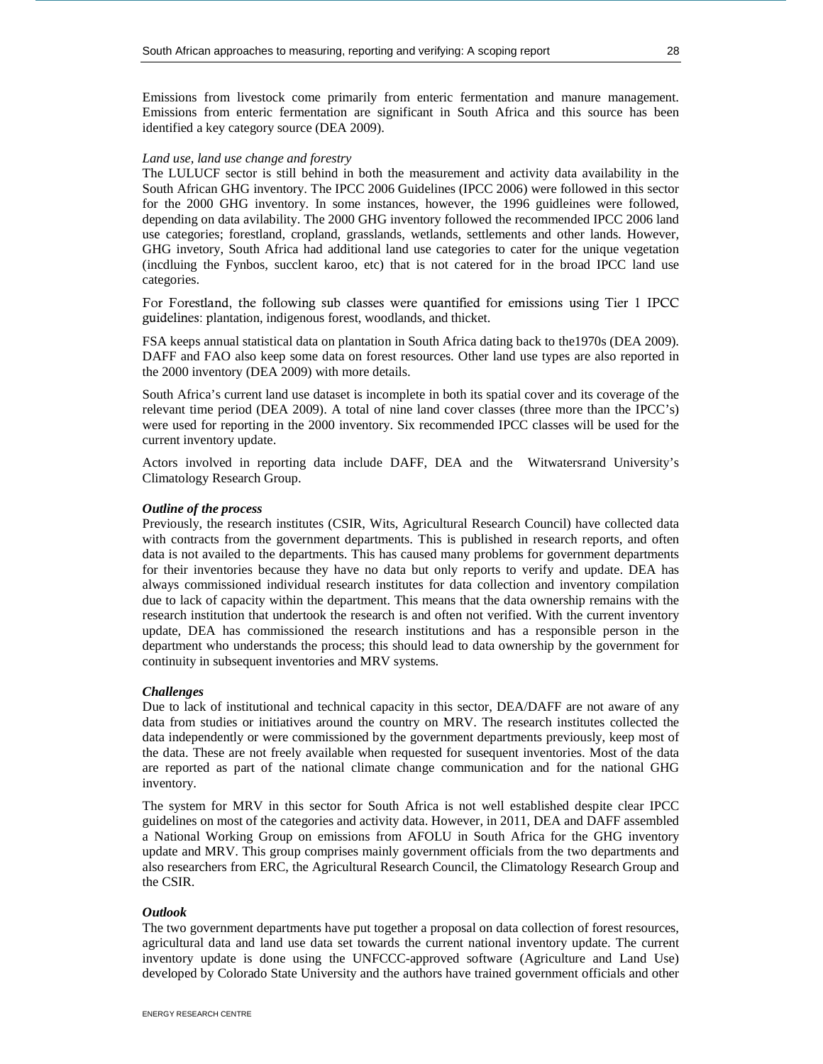Emissions from livestock come primarily from enteric fermentation and manure management. Emissions from enteric fermentation are significant in South Africa and this source has been identified a key category source (DEA 2009).

*Land use, land use change and forestry*

The LULUCF sector is still behind in both the measurement and activity data availability in the South African GHG inventory. The IPCC 2006 Guidelines (IPCC 2006) were followed in this sector for the 2000 GHG inventory. In some instances, however, the 1996 guidleines were followed, depending on data avilability. The 2000 GHG inventory followed the recommended IPCC 2006 land use categories; forestland, cropland, grasslands, wetlands, settlements and other lands. However, GHG invetory, South Africa had additional land use categories to cater for the unique vegetation (incdluing the Fynbos, succlent karoo, etc) that is not catered for in the broad IPCC land use categories.

For Forestland, the following sub classes were quantified for emissions using Tier 1 IPCC guidelines: plantation, indigenous forest, woodlands, and thicket.

FSA keeps annual statistical data on plantation in South Africa dating back to the1970s (DEA 2009). DAFF and FAO also keep some data on forest resources. Other land use types are also reported in the 2000 inventory (DEA 2009) with more details.

South Africa's current land use dataset is incomplete in both its spatial cover and its coverage of the relevant time period (DEA 2009). A total of nine land cover classes (three more than the IPCC's) were used for reporting in the 2000 inventory. Six recommended IPCC classes will be used for the current inventory update.

Actors involved in reporting data include DAFF, DEA and the Witwatersrand University's Climatology Research Group.

***Outline of the process***

Previously, the research institutes (CSIR, Wits, Agricultural Research Council) have collected data with contracts from the government departments. This is published in research reports, and often data is not availed to the departments. This has caused many problems for government departments for their inventories because they have no data but only reports to verify and update. DEA has always commissioned individual research institutes for data collection and inventory compilation due to lack of capacity within the department. This means that the data ownership remains with the research institution that undertook the research is and often not verified. With the current inventory update, DEA has commissioned the research institutions and has a responsible person in the department who understands the process; this should lead to data ownership by the government for continuity in subsequent inventories and MRV systems.

***Challenges***

Due to lack of institutional and technical capacity in this sector, DEA/DAFF are not aware of any data from studies or initiatives around the country on MRV. The research institutes collected the data independently or were commissioned by the government departments previously, keep most of the data. These are not freely available when requested for susequent inventories. Most of the data are reported as part of the national climate change communication and for the national GHG inventory.

The system for MRV in this sector for South Africa is not well established despite clear IPCC guidelines on most of the categories and activity data. However, in 2011, DEA and DAFF assembled a National Working Group on emissions from AFOLU in South Africa for the GHG inventory update and MRV. This group comprises mainly government officials from the two departments and also researchers from ERC, the Agricultural Research Council, the Climatology Research Group and the CSIR.

***Outlook***

The two government departments have put together a proposal on data collection of forest resources, agricultural data and land use data set towards the current national inventory update. The current inventory update is done using the UNFCCC-approved software (Agriculture and Land Use) developed by Colorado State University and the authors have trained government officials and other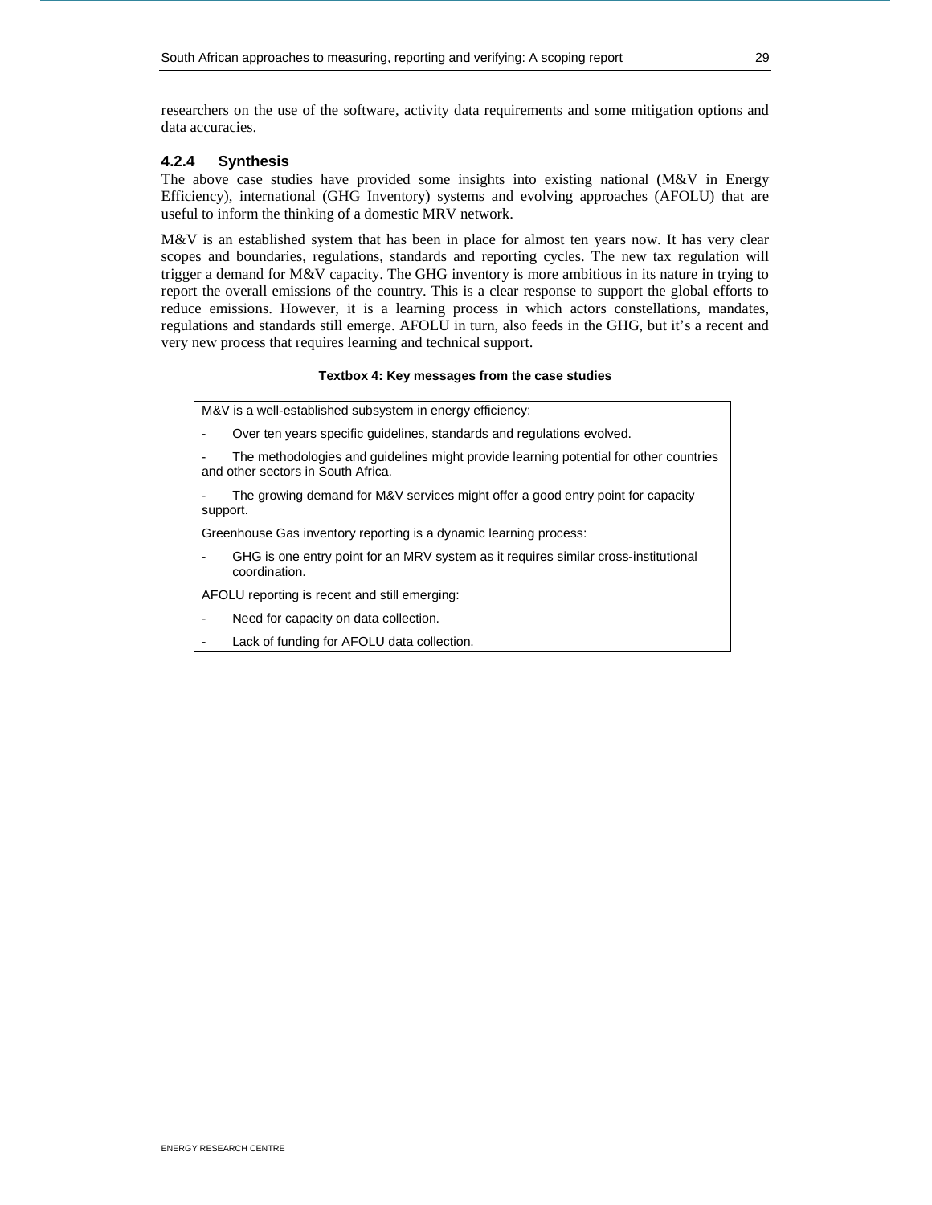researchers on the use of the software, activity data requirements and some mitigation options and data accuracies.

#### 4.2.4 Synthesis

The above case studies have provided some insights into existing national (M&V in Energy Efficiency), international (GHG Inventory) systems and evolving approaches (AFOLU) that are useful to inform the thinking of a domestic MRV network.

M&V is an established system that has been in place for almost ten years now. It has very clear scopes and boundaries, regulations, standards and reporting cycles. The new tax regulation will trigger a demand for M&V capacity. The GHG inventory is more ambitious in its nature in trying to report the overall emissions of the country. This is a clear response to support the global efforts to reduce emissions. However, it is a learning process in which actors constellations, mandates, regulations and standards still emerge. AFOLU in turn, also feeds in the GHG, but it's a recent and very new process that requires learning and technical support.

**Textbox 4: Key messages from the case studies**

M&V is a well-established subsystem in energy efficiency:

- Over ten years specific guidelines, standards and regulations evolved.
- The methodologies and guidelines might provide learning potential for other countries and other sectors in South Africa.
- The growing demand for M&V services might offer a good entry point for capacity support.

Greenhouse Gas inventory reporting is a dynamic learning process:

- GHG is one entry point for an MRV system as it requires similar cross-institutional coordination.

AFOLU reporting is recent and still emerging:

- Need for capacity on data collection.
- Lack of funding for AFOLU data collection.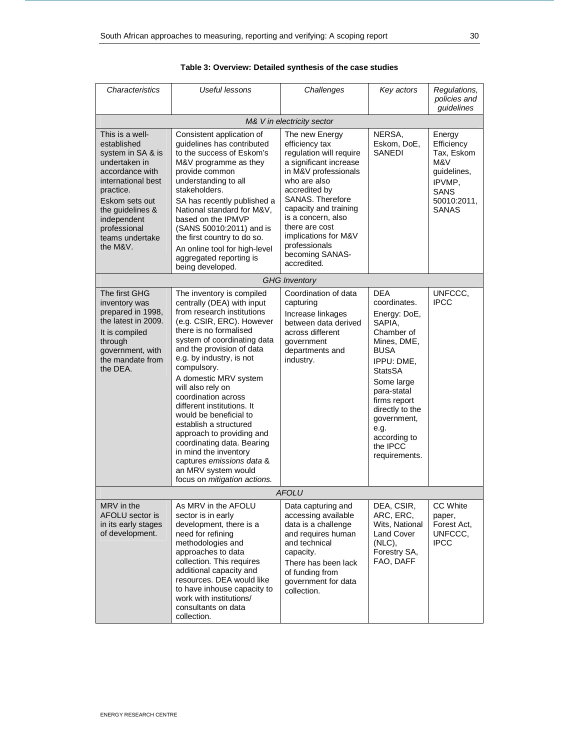**Table 3: Overview: Detailed synthesis of the case studies**

| *Characteristics* | *Useful lessons* | *Challenges* | *Key actors* | *Regulations, policies and guidelines* |
|---|---|---|---|---|
| | | *M& V in electricity sector* | | |
| This is a well-established system in SA & is undertaken in accordance with international best practice.<br>Eskom sets out the guidelines & independent professional teams undertake the M&V. | Consistent application of guidelines has contributed to the success of Eskom's M&V programme as they provide common understanding to all stakeholders.<br>SA has recently published a National standard for M&V, based on the IPMVP (SANS 50010:2011) and is the first country to do so.<br>An online tool for high-level aggregated reporting is being developed. | The new Energy efficiency tax regulation will require a significant increase in M&V professionals who are also accredited by SANAS. Therefore capacity and training is a concern, also there are cost implications for M&V professionals becoming SANAS-accredited. | NERSA, Eskom, DoE, SANEDI | Energy Efficiency Tax, Eskom M&V guidelines, IPVMP, SANS 50010:2011, SANAS |
| | | *GHG Inventory* | | |
| The first GHG inventory was prepared in 1998, the latest in 2009.<br>It is compiled through government, with the mandate from the DEA. | The inventory is compiled centrally (DEA) with input from research institutions (e.g. CSIR, ERC). However there is no formalised system of coordinating data and the provision of data e.g. by industry, is not compulsory.<br>A domestic MRV system will also rely on coordination across different institutions. It would be beneficial to establish a structured approach to providing and coordinating data. Bearing in mind the inventory captures *emissions data* & an MRV system would focus on *mitigation actions.* | Coordination of data capturing<br>Increase linkages between data derived across different government departments and industry. | DEA coordinates.<br>Energy: DoE, SAPIA, Chamber of Mines, DME, BUSA<br>IPPU: DME, StatsSA<br>Some large para-statal firms report directly to the government, e.g. according to the IPCC requirements. | UNFCCC, IPCC |
| | | *AFOLU* | | |
| MRV in the AFOLU sector is in its early stages of development. | As MRV in the AFOLU sector is in early development, there is a need for refining methodologies and approaches to data collection. This requires additional capacity and resources. DEA would like to have inhouse capacity to work with institutions/ consultants on data collection. | Data capturing and accessing available data is a challenge and requires human and technical capacity.<br>There has been lack of funding from government for data collection. | DEA, CSIR, ARC, ERC, Wits, National Land Cover (NLC), Forestry SA, FAO, DAFF | CC White paper, Forest Act, UNFCCC, IPCC |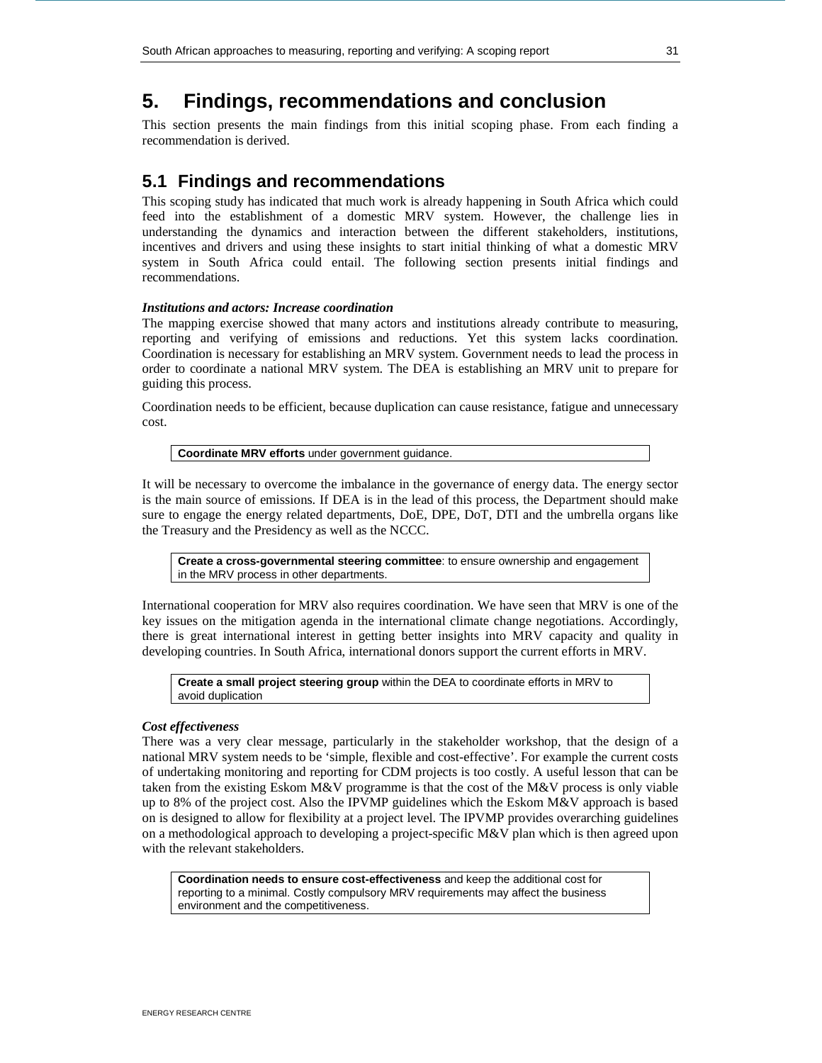# 5. Findings, recommendations and conclusion

This section presents the main findings from this initial scoping phase. From each finding a recommendation is derived.

## 5.1 Findings and recommendations

This scoping study has indicated that much work is already happening in South Africa which could feed into the establishment of a domestic MRV system. However, the challenge lies in understanding the dynamics and interaction between the different stakeholders, institutions, incentives and drivers and using these insights to start initial thinking of what a domestic MRV system in South Africa could entail. The following section presents initial findings and recommendations.

***Institutions and actors: Increase coordination***

The mapping exercise showed that many actors and institutions already contribute to measuring, reporting and verifying of emissions and reductions. Yet this system lacks coordination. Coordination is necessary for establishing an MRV system. Government needs to lead the process in order to coordinate a national MRV system. The DEA is establishing an MRV unit to prepare for guiding this process.

Coordination needs to be efficient, because duplication can cause resistance, fatigue and unnecessary cost.

> **Coordinate MRV efforts** under government guidance.

It will be necessary to overcome the imbalance in the governance of energy data. The energy sector is the main source of emissions. If DEA is in the lead of this process, the Department should make sure to engage the energy related departments, DoE, DPE, DoT, DTI and the umbrella organs like the Treasury and the Presidency as well as the NCCC.

> **Create a cross-governmental steering committee**: to ensure ownership and engagement in the MRV process in other departments.

International cooperation for MRV also requires coordination. We have seen that MRV is one of the key issues on the mitigation agenda in the international climate change negotiations. Accordingly, there is great international interest in getting better insights into MRV capacity and quality in developing countries. In South Africa, international donors support the current efforts in MRV.

> **Create a small project steering group** within the DEA to coordinate efforts in MRV to avoid duplication

***Cost effectiveness***

There was a very clear message, particularly in the stakeholder workshop, that the design of a national MRV system needs to be 'simple, flexible and cost-effective'. For example the current costs of undertaking monitoring and reporting for CDM projects is too costly. A useful lesson that can be taken from the existing Eskom M&V programme is that the cost of the M&V process is only viable up to 8% of the project cost. Also the IPVMP guidelines which the Eskom M&V approach is based on is designed to allow for flexibility at a project level. The IPVMP provides overarching guidelines on a methodological approach to developing a project-specific M&V plan which is then agreed upon with the relevant stakeholders.

> **Coordination needs to ensure cost-effectiveness** and keep the additional cost for reporting to a minimal. Costly compulsory MRV requirements may affect the business environment and the competitiveness.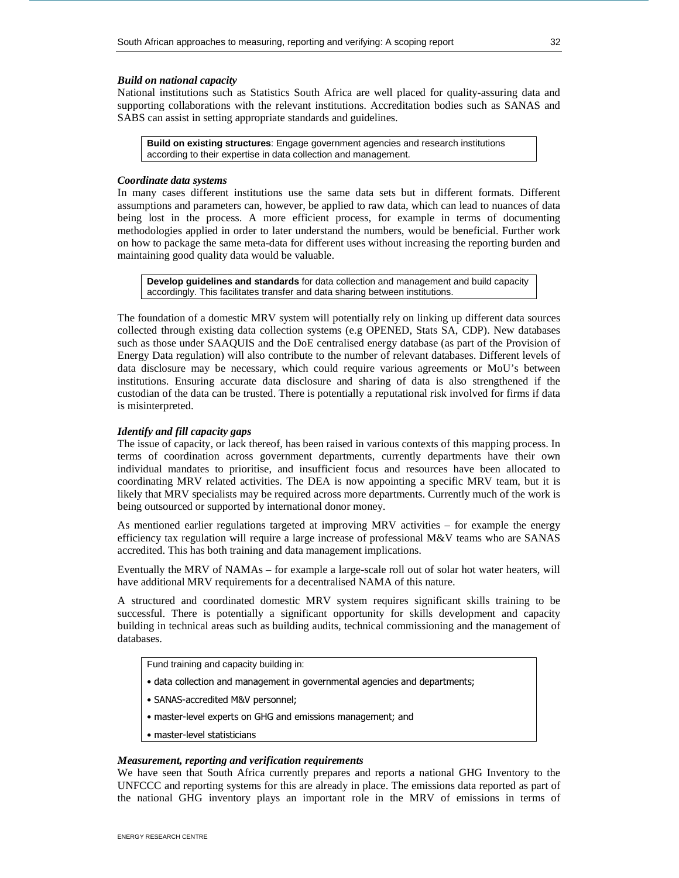***Build on national capacity***

National institutions such as Statistics South Africa are well placed for quality-assuring data and supporting collaborations with the relevant institutions. Accreditation bodies such as SANAS and SABS can assist in setting appropriate standards and guidelines.

> **Build on existing structures**: Engage government agencies and research institutions according to their expertise in data collection and management.

***Coordinate data systems***

In many cases different institutions use the same data sets but in different formats. Different assumptions and parameters can, however, be applied to raw data, which can lead to nuances of data being lost in the process. A more efficient process, for example in terms of documenting methodologies applied in order to later understand the numbers, would be beneficial. Further work on how to package the same meta-data for different uses without increasing the reporting burden and maintaining good quality data would be valuable.

> **Develop guidelines and standards** for data collection and management and build capacity accordingly. This facilitates transfer and data sharing between institutions.

The foundation of a domestic MRV system will potentially rely on linking up different data sources collected through existing data collection systems (e.g OPENED, Stats SA, CDP). New databases such as those under SAAQUIS and the DoE centralised energy database (as part of the Provision of Energy Data regulation) will also contribute to the number of relevant databases. Different levels of data disclosure may be necessary, which could require various agreements or MoU's between institutions. Ensuring accurate data disclosure and sharing of data is also strengthened if the custodian of the data can be trusted. There is potentially a reputational risk involved for firms if data is misinterpreted.

***Identify and fill capacity gaps***

The issue of capacity, or lack thereof, has been raised in various contexts of this mapping process. In terms of coordination across government departments, currently departments have their own individual mandates to prioritise, and insufficient focus and resources have been allocated to coordinating MRV related activities. The DEA is now appointing a specific MRV team, but it is likely that MRV specialists may be required across more departments. Currently much of the work is being outsourced or supported by international donor money.

As mentioned earlier regulations targeted at improving MRV activities – for example the energy efficiency tax regulation will require a large increase of professional M&V teams who are SANAS accredited. This has both training and data management implications.

Eventually the MRV of NAMAs – for example a large-scale roll out of solar hot water heaters, will have additional MRV requirements for a decentralised NAMA of this nature.

A structured and coordinated domestic MRV system requires significant skills training to be successful. There is potentially a significant opportunity for skills development and capacity building in technical areas such as building audits, technical commissioning and the management of databases.

> Fund training and capacity building in:
>
> - data collection and management in governmental agencies and departments;
> - SANAS-accredited M&V personnel;
> - master-level experts on GHG and emissions management; and
> - master-level statisticians

***Measurement, reporting and verification requirements***

We have seen that South Africa currently prepares and reports a national GHG Inventory to the UNFCCC and reporting systems for this are already in place. The emissions data reported as part of the national GHG inventory plays an important role in the MRV of emissions in terms of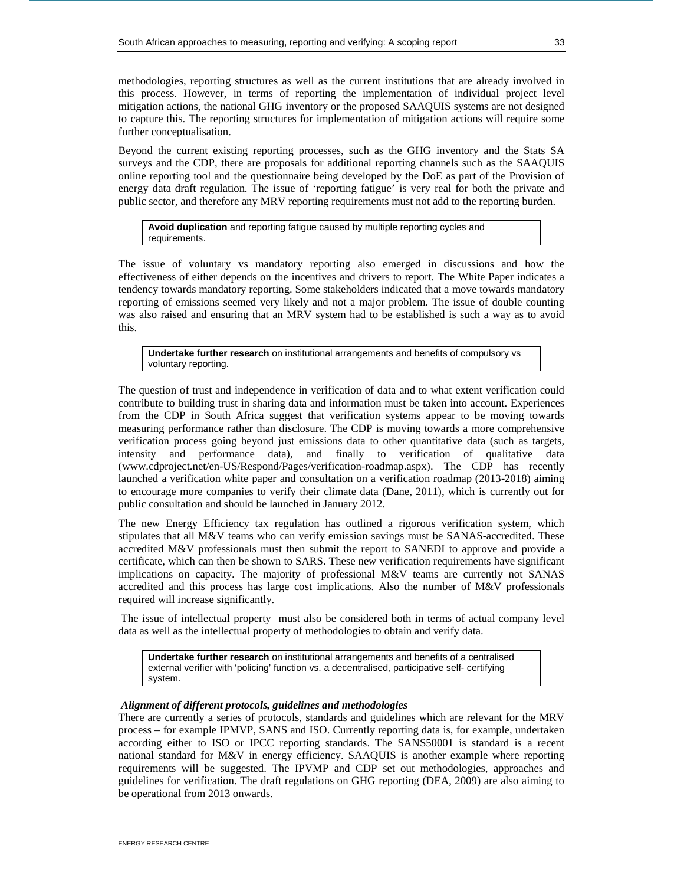methodologies, reporting structures as well as the current institutions that are already involved in this process. However, in terms of reporting the implementation of individual project level mitigation actions, the national GHG inventory or the proposed SAAQUIS systems are not designed to capture this. The reporting structures for implementation of mitigation actions will require some further conceptualisation.

Beyond the current existing reporting processes, such as the GHG inventory and the Stats SA surveys and the CDP, there are proposals for additional reporting channels such as the SAAQUIS online reporting tool and the questionnaire being developed by the DoE as part of the Provision of energy data draft regulation. The issue of 'reporting fatigue' is very real for both the private and public sector, and therefore any MRV reporting requirements must not add to the reporting burden.

> **Avoid duplication** and reporting fatigue caused by multiple reporting cycles and requirements.

The issue of voluntary vs mandatory reporting also emerged in discussions and how the effectiveness of either depends on the incentives and drivers to report. The White Paper indicates a tendency towards mandatory reporting. Some stakeholders indicated that a move towards mandatory reporting of emissions seemed very likely and not a major problem. The issue of double counting was also raised and ensuring that an MRV system had to be established is such a way as to avoid this.

> **Undertake further research** on institutional arrangements and benefits of compulsory vs voluntary reporting.

The question of trust and independence in verification of data and to what extent verification could contribute to building trust in sharing data and information must be taken into account. Experiences from the CDP in South Africa suggest that verification systems appear to be moving towards measuring performance rather than disclosure. The CDP is moving towards a more comprehensive verification process going beyond just emissions data to other quantitative data (such as targets, intensity and performance data), and finally to verification of qualitative data (www.cdproject.net/en-US/Respond/Pages/verification-roadmap.aspx). The CDP has recently launched a verification white paper and consultation on a verification roadmap (2013-2018) aiming to encourage more companies to verify their climate data (Dane, 2011), which is currently out for public consultation and should be launched in January 2012.

The new Energy Efficiency tax regulation has outlined a rigorous verification system, which stipulates that all M&V teams who can verify emission savings must be SANAS-accredited. These accredited M&V professionals must then submit the report to SANEDI to approve and provide a certificate, which can then be shown to SARS. These new verification requirements have significant implications on capacity. The majority of professional M&V teams are currently not SANAS accredited and this process has large cost implications. Also the number of M&V professionals required will increase significantly.

The issue of intellectual property must also be considered both in terms of actual company level data as well as the intellectual property of methodologies to obtain and verify data.

> **Undertake further research** on institutional arrangements and benefits of a centralised external verifier with 'policing' function vs. a decentralised, participative self- certifying system.

***Alignment of different protocols, guidelines and methodologies***

There are currently a series of protocols, standards and guidelines which are relevant for the MRV process – for example IPMVP, SANS and ISO. Currently reporting data is, for example, undertaken according either to ISO or IPCC reporting standards. The SANS50001 is standard is a recent national standard for M&V in energy efficiency. SAAQUIS is another example where reporting requirements will be suggested. The IPVMP and CDP set out methodologies, approaches and guidelines for verification. The draft regulations on GHG reporting (DEA, 2009) are also aiming to be operational from 2013 onwards.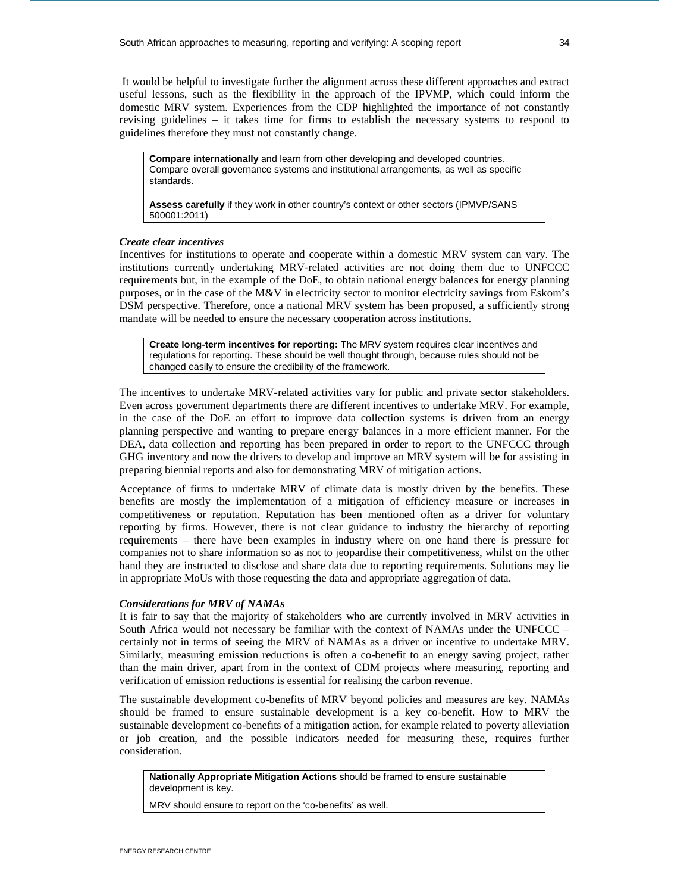It would be helpful to investigate further the alignment across these different approaches and extract useful lessons, such as the flexibility in the approach of the IPVMP, which could inform the domestic MRV system. Experiences from the CDP highlighted the importance of not constantly revising guidelines – it takes time for firms to establish the necessary systems to respond to guidelines therefore they must not constantly change.

> **Compare internationally** and learn from other developing and developed countries. Compare overall governance systems and institutional arrangements, as well as specific standards.
>
> **Assess carefully** if they work in other country's context or other sectors (IPMVP/SANS 500001:2011)

***Create clear incentives***

Incentives for institutions to operate and cooperate within a domestic MRV system can vary. The institutions currently undertaking MRV-related activities are not doing them due to UNFCCC requirements but, in the example of the DoE, to obtain national energy balances for energy planning purposes, or in the case of the M&V in electricity sector to monitor electricity savings from Eskom's DSM perspective. Therefore, once a national MRV system has been proposed, a sufficiently strong mandate will be needed to ensure the necessary cooperation across institutions.

> **Create long-term incentives for reporting:** The MRV system requires clear incentives and regulations for reporting. These should be well thought through, because rules should not be changed easily to ensure the credibility of the framework.

The incentives to undertake MRV-related activities vary for public and private sector stakeholders. Even across government departments there are different incentives to undertake MRV. For example, in the case of the DoE an effort to improve data collection systems is driven from an energy planning perspective and wanting to prepare energy balances in a more efficient manner. For the DEA, data collection and reporting has been prepared in order to report to the UNFCCC through GHG inventory and now the drivers to develop and improve an MRV system will be for assisting in preparing biennial reports and also for demonstrating MRV of mitigation actions.

Acceptance of firms to undertake MRV of climate data is mostly driven by the benefits. These benefits are mostly the implementation of a mitigation of efficiency measure or increases in competitiveness or reputation. Reputation has been mentioned often as a driver for voluntary reporting by firms. However, there is not clear guidance to industry the hierarchy of reporting requirements – there have been examples in industry where on one hand there is pressure for companies not to share information so as not to jeopardise their competitiveness, whilst on the other hand they are instructed to disclose and share data due to reporting requirements. Solutions may lie in appropriate MoUs with those requesting the data and appropriate aggregation of data.

***Considerations for MRV of NAMAs***

It is fair to say that the majority of stakeholders who are currently involved in MRV activities in South Africa would not necessary be familiar with the context of NAMAs under the UNFCCC – certainly not in terms of seeing the MRV of NAMAs as a driver or incentive to undertake MRV. Similarly, measuring emission reductions is often a co-benefit to an energy saving project, rather than the main driver, apart from in the context of CDM projects where measuring, reporting and verification of emission reductions is essential for realising the carbon revenue.

The sustainable development co-benefits of MRV beyond policies and measures are key. NAMAs should be framed to ensure sustainable development is a key co-benefit. How to MRV the sustainable development co-benefits of a mitigation action, for example related to poverty alleviation or job creation, and the possible indicators needed for measuring these, requires further consideration.

> **Nationally Appropriate Mitigation Actions** should be framed to ensure sustainable development is key.
>
> MRV should ensure to report on the 'co-benefits' as well.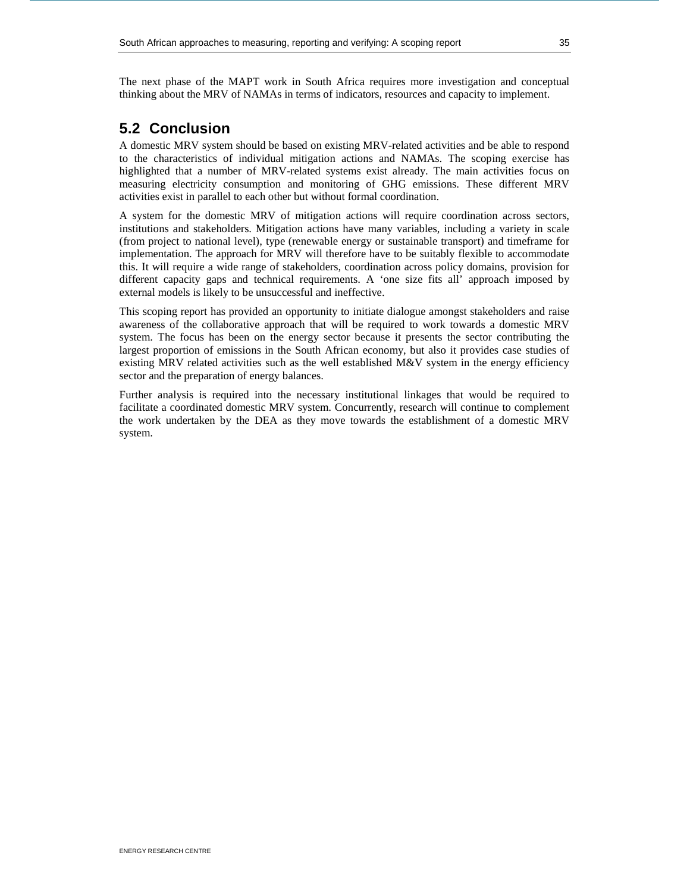The next phase of the MAPT work in South Africa requires more investigation and conceptual thinking about the MRV of NAMAs in terms of indicators, resources and capacity to implement.

## 5.2 Conclusion

A domestic MRV system should be based on existing MRV-related activities and be able to respond to the characteristics of individual mitigation actions and NAMAs. The scoping exercise has highlighted that a number of MRV-related systems exist already. The main activities focus on measuring electricity consumption and monitoring of GHG emissions. These different MRV activities exist in parallel to each other but without formal coordination.

A system for the domestic MRV of mitigation actions will require coordination across sectors, institutions and stakeholders. Mitigation actions have many variables, including a variety in scale (from project to national level), type (renewable energy or sustainable transport) and timeframe for implementation. The approach for MRV will therefore have to be suitably flexible to accommodate this. It will require a wide range of stakeholders, coordination across policy domains, provision for different capacity gaps and technical requirements. A 'one size fits all' approach imposed by external models is likely to be unsuccessful and ineffective.

This scoping report has provided an opportunity to initiate dialogue amongst stakeholders and raise awareness of the collaborative approach that will be required to work towards a domestic MRV system. The focus has been on the energy sector because it presents the sector contributing the largest proportion of emissions in the South African economy, but also it provides case studies of existing MRV related activities such as the well established M&V system in the energy efficiency sector and the preparation of energy balances.

Further analysis is required into the necessary institutional linkages that would be required to facilitate a coordinated domestic MRV system. Concurrently, research will continue to complement the work undertaken by the DEA as they move towards the establishment of a domestic MRV system.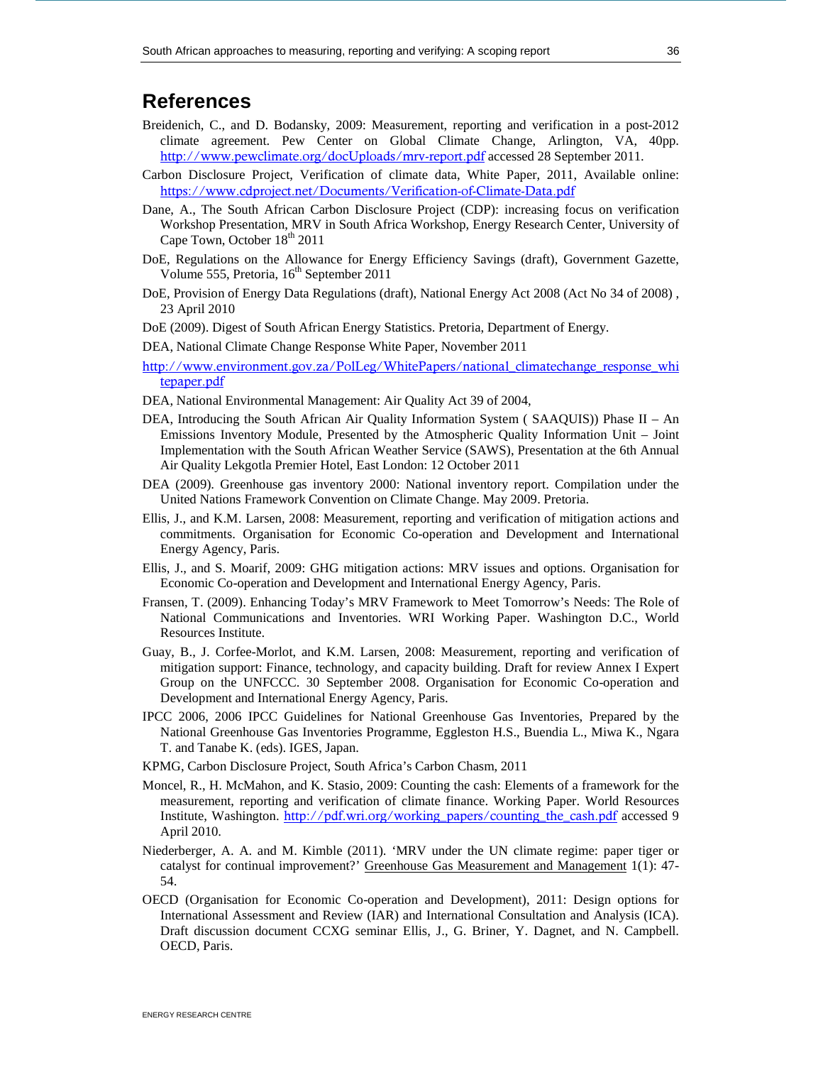# References

Breidenich, C., and D. Bodansky, 2009: Measurement, reporting and verification in a post-2012 climate agreement. Pew Center on Global Climate Change, Arlington, VA, 40pp. http://www.pewclimate.org/docUploads/mrv-report.pdf accessed 28 September 2011.

Carbon Disclosure Project, Verification of climate data, White Paper, 2011, Available online: https://www.cdproject.net/Documents/Verification-of-Climate-Data.pdf

Dane, A., The South African Carbon Disclosure Project (CDP): increasing focus on verification Workshop Presentation, MRV in South Africa Workshop, Energy Research Center, University of Cape Town, October 18th 2011

DoE, Regulations on the Allowance for Energy Efficiency Savings (draft), Government Gazette, Volume 555, Pretoria, 16th September 2011

DoE, Provision of Energy Data Regulations (draft), National Energy Act 2008 (Act No 34 of 2008) , 23 April 2010

DoE (2009). Digest of South African Energy Statistics. Pretoria, Department of Energy.

DEA, National Climate Change Response White Paper, November 2011

http://www.environment.gov.za/PolLeg/WhitePapers/national_climatechange_response_whitepaper.pdf

DEA, National Environmental Management: Air Quality Act 39 of 2004,

DEA, Introducing the South African Air Quality Information System ( SAAQUIS)) Phase II – An Emissions Inventory Module, Presented by the Atmospheric Quality Information Unit – Joint Implementation with the South African Weather Service (SAWS), Presentation at the 6th Annual Air Quality Lekgotla Premier Hotel, East London: 12 October 2011

DEA (2009). Greenhouse gas inventory 2000: National inventory report. Compilation under the United Nations Framework Convention on Climate Change. May 2009. Pretoria.

Ellis, J., and K.M. Larsen, 2008: Measurement, reporting and verification of mitigation actions and commitments. Organisation for Economic Co-operation and Development and International Energy Agency, Paris.

Ellis, J., and S. Moarif, 2009: GHG mitigation actions: MRV issues and options. Organisation for Economic Co-operation and Development and International Energy Agency, Paris.

Fransen, T. (2009). Enhancing Today's MRV Framework to Meet Tomorrow's Needs: The Role of National Communications and Inventories. WRI Working Paper. Washington D.C., World Resources Institute.

Guay, B., J. Corfee-Morlot, and K.M. Larsen, 2008: Measurement, reporting and verification of mitigation support: Finance, technology, and capacity building. Draft for review Annex I Expert Group on the UNFCCC. 30 September 2008. Organisation for Economic Co-operation and Development and International Energy Agency, Paris.

IPCC 2006, 2006 IPCC Guidelines for National Greenhouse Gas Inventories, Prepared by the National Greenhouse Gas Inventories Programme, Eggleston H.S., Buendia L., Miwa K., Ngara T. and Tanabe K. (eds). IGES, Japan.

KPMG, Carbon Disclosure Project, South Africa's Carbon Chasm, 2011

Moncel, R., H. McMahon, and K. Stasio, 2009: Counting the cash: Elements of a framework for the measurement, reporting and verification of climate finance. Working Paper. World Resources Institute, Washington. http://pdf.wri.org/working_papers/counting_the_cash.pdf accessed 9 April 2010.

Niederberger, A. A. and M. Kimble (2011). 'MRV under the UN climate regime: paper tiger or catalyst for continual improvement?' Greenhouse Gas Measurement and Management 1(1): 47-54.

OECD (Organisation for Economic Co-operation and Development), 2011: Design options for International Assessment and Review (IAR) and International Consultation and Analysis (ICA). Draft discussion document CCXG seminar Ellis, J., G. Briner, Y. Dagnet, and N. Campbell. OECD, Paris.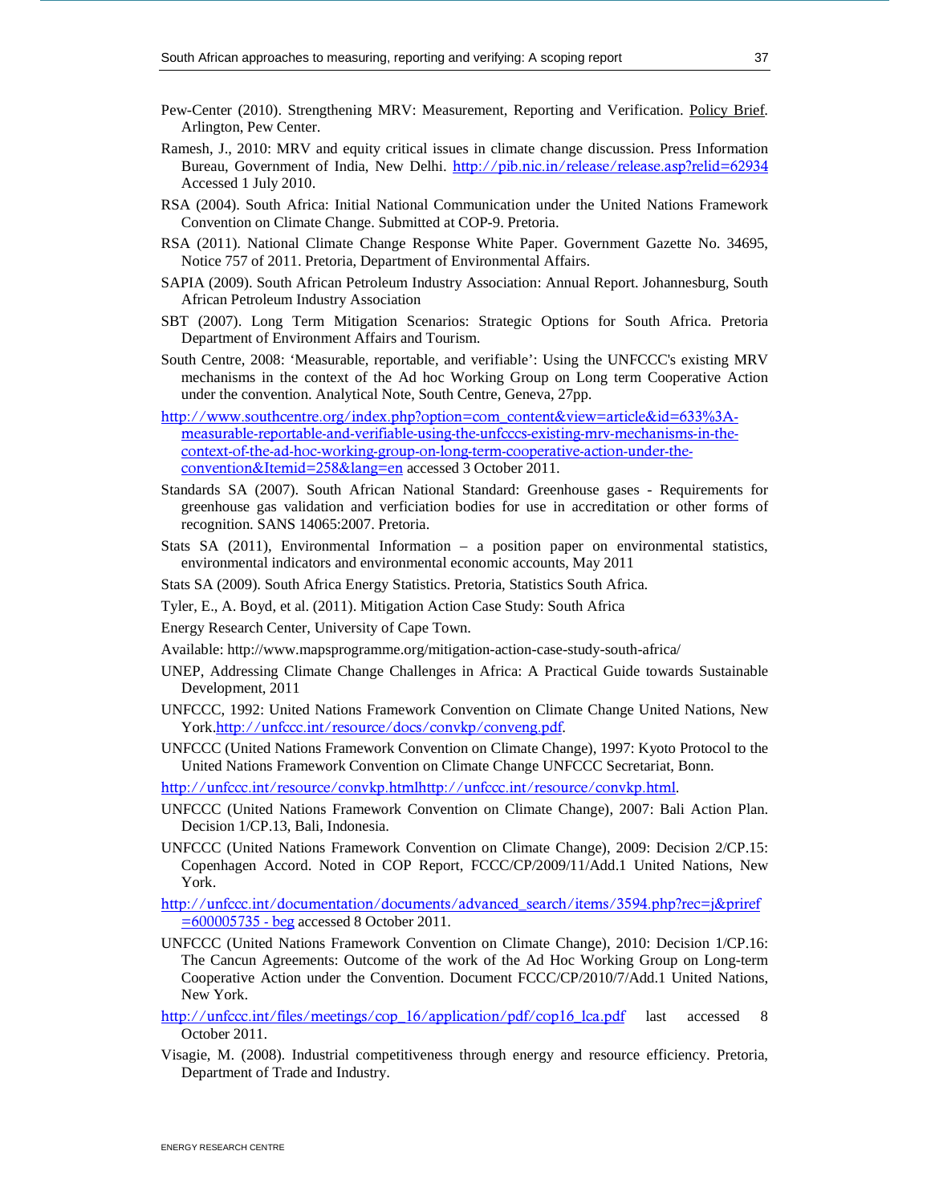Pew-Center (2010). Strengthening MRV: Measurement, Reporting and Verification. Policy Brief. Arlington, Pew Center.

Ramesh, J., 2010: MRV and equity critical issues in climate change discussion. Press Information Bureau, Government of India, New Delhi. http://pib.nic.in/release/release.asp?relid=62934 Accessed 1 July 2010.

RSA (2004). South Africa: Initial National Communication under the United Nations Framework Convention on Climate Change. Submitted at COP-9. Pretoria.

RSA (2011). National Climate Change Response White Paper. Government Gazette No. 34695, Notice 757 of 2011. Pretoria, Department of Environmental Affairs.

SAPIA (2009). South African Petroleum Industry Association: Annual Report. Johannesburg, South African Petroleum Industry Association

SBT (2007). Long Term Mitigation Scenarios: Strategic Options for South Africa. Pretoria Department of Environment Affairs and Tourism.

South Centre, 2008: 'Measurable, reportable, and verifiable': Using the UNFCCC's existing MRV mechanisms in the context of the Ad hoc Working Group on Long term Cooperative Action under the convention. Analytical Note, South Centre, Geneva, 27pp.

http://www.southcentre.org/index.php?option=com_content&view=article&id=633%3A-measurable-reportable-and-verifiable-using-the-unfcccs-existing-mrv-mechanisms-in-the-context-of-the-ad-hoc-working-group-on-long-term-cooperative-action-under-the-convention&Itemid=258&lang=en accessed 3 October 2011.

Standards SA (2007). South African National Standard: Greenhouse gases - Requirements for greenhouse gas validation and verficiation bodies for use in accreditation or other forms of recognition. SANS 14065:2007. Pretoria.

Stats SA (2011), Environmental Information – a position paper on environmental statistics, environmental indicators and environmental economic accounts, May 2011

Stats SA (2009). South Africa Energy Statistics. Pretoria, Statistics South Africa.

Tyler, E., A. Boyd, et al. (2011). Mitigation Action Case Study: South Africa

Energy Research Center, University of Cape Town.

Available: http://www.mapsprogramme.org/mitigation-action-case-study-south-africa/

UNEP, Addressing Climate Change Challenges in Africa: A Practical Guide towards Sustainable Development, 2011

UNFCCC, 1992: United Nations Framework Convention on Climate Change United Nations, New York.http://unfccc.int/resource/docs/convkp/conveng.pdf.

UNFCCC (United Nations Framework Convention on Climate Change), 1997: Kyoto Protocol to the United Nations Framework Convention on Climate Change UNFCCC Secretariat, Bonn.

http://unfccc.int/resource/convkp.htmlhttp://unfccc.int/resource/convkp.html.

UNFCCC (United Nations Framework Convention on Climate Change), 2007: Bali Action Plan. Decision 1/CP.13, Bali, Indonesia.

UNFCCC (United Nations Framework Convention on Climate Change), 2009: Decision 2/CP.15: Copenhagen Accord. Noted in COP Report, FCCC/CP/2009/11/Add.1 United Nations, New York.

http://unfccc.int/documentation/documents/advanced_search/items/3594.php?rec=j&priref=600005735 - beg accessed 8 October 2011.

UNFCCC (United Nations Framework Convention on Climate Change), 2010: Decision 1/CP.16: The Cancun Agreements: Outcome of the work of the Ad Hoc Working Group on Long-term Cooperative Action under the Convention. Document FCCC/CP/2010/7/Add.1 United Nations, New York.

http://unfccc.int/files/meetings/cop_16/application/pdf/cop16_lca.pdf last accessed 8 October 2011.

Visagie, M. (2008). Industrial competitiveness through energy and resource efficiency. Pretoria, Department of Trade and Industry.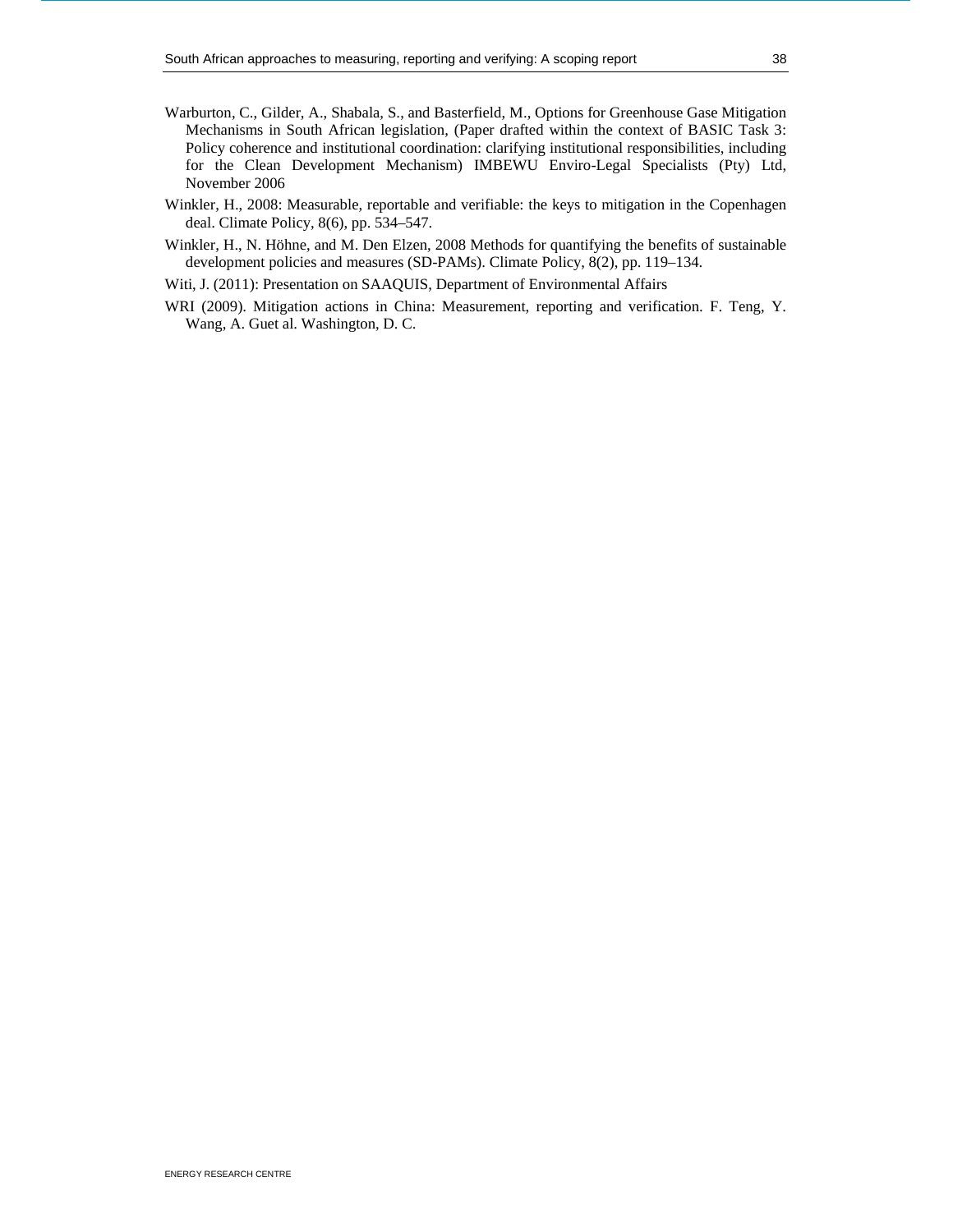Warburton, C., Gilder, A., Shabala, S., and Basterfield, M., Options for Greenhouse Gase Mitigation Mechanisms in South African legislation, (Paper drafted within the context of BASIC Task 3: Policy coherence and institutional coordination: clarifying institutional responsibilities, including for the Clean Development Mechanism) IMBEWU Enviro-Legal Specialists (Pty) Ltd, November 2006

Winkler, H., 2008: Measurable, reportable and verifiable: the keys to mitigation in the Copenhagen deal. Climate Policy, 8(6), pp. 534–547.

Winkler, H., N. Höhne, and M. Den Elzen, 2008 Methods for quantifying the benefits of sustainable development policies and measures (SD-PAMs). Climate Policy, 8(2), pp. 119–134.

Witi, J. (2011): Presentation on SAAQUIS, Department of Environmental Affairs

WRI (2009). Mitigation actions in China: Measurement, reporting and verification. F. Teng, Y. Wang, A. Guet al. Washington, D. C.